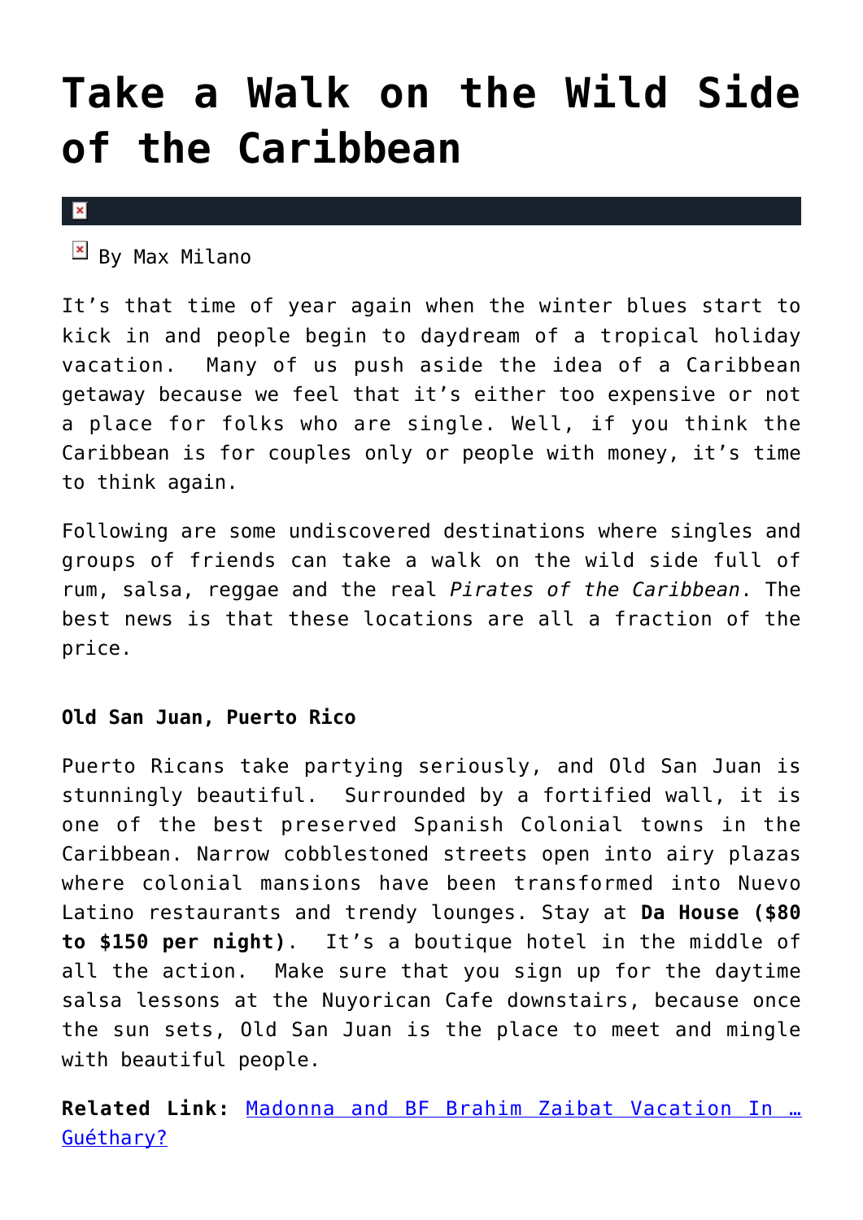# Take a Walk on the Wild Side of the Caribbean

By Max Milano

It's that time of year again when the winter blues start to kick in and people begin to daydream of a tropical holiday vacation. Many of us push aside the idea of a Caribbean getaway because we feel that it's either too expensive or not a place for folks who are single. Well, if you think the Caribbean is for couples only or people with money, it's time to think again.

Following are some undiscovered destinations where singles and groups of friends can take a walk on the wild side full of rum, salsa, reggae and the real *Pirates of the Caribbean*. The best news is that these locations are all a fraction of the price.

**Old San Juan, Puerto Rico**

Puerto Ricans take partying seriously, and Old San Juan is stunningly beautiful. Surrounded by a fortified wall, it is one of the best preserved Spanish Colonial towns in the Caribbean. Narrow cobblestoned streets open into airy plazas where colonial mansions have been transformed into Nuevo Latino restaurants and trendy lounges. Stay at **Da House ($80 to $150 per night)**. It's a boutique hotel in the middle of all the action. Make sure that you sign up for the daytime salsa lessons at the Nuyorican Cafe downstairs, because once the sun sets, Old San Juan is the place to meet and mingle with beautiful people.

**Related Link:** [Madonna and BF Brahim Zaibat Vacation In … Guéthary?]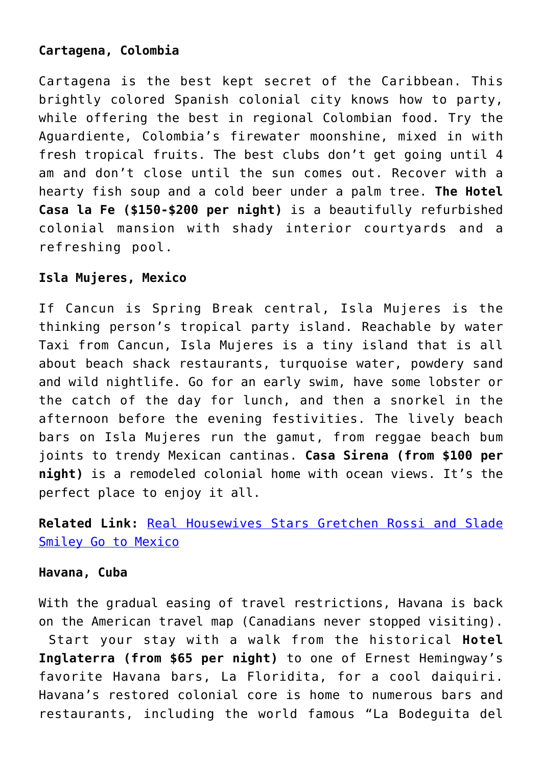**Cartagena, Colombia**

Cartagena is the best kept secret of the Caribbean. This brightly colored Spanish colonial city knows how to party, while offering the best in regional Colombian food. Try the Aguardiente, Colombia's firewater moonshine, mixed in with fresh tropical fruits. The best clubs don't get going until 4 am and don't close until the sun comes out. Recover with a hearty fish soup and a cold beer under a palm tree. **The Hotel Casa la Fe ($150-$200 per night)** is a beautifully refurbished colonial mansion with shady interior courtyards and a refreshing pool.

**Isla Mujeres, Mexico**

If Cancun is Spring Break central, Isla Mujeres is the thinking person's tropical party island. Reachable by water Taxi from Cancun, Isla Mujeres is a tiny island that is all about beach shack restaurants, turquoise water, powdery sand and wild nightlife. Go for an early swim, have some lobster or the catch of the day for lunch, and then a snorkel in the afternoon before the evening festivities. The lively beach bars on Isla Mujeres run the gamut, from reggae beach bum joints to trendy Mexican cantinas. **Casa Sirena (from $100 per night)** is a remodeled colonial home with ocean views. It's the perfect place to enjoy it all.

**Related Link:** Real Housewives Stars Gretchen Rossi and Slade Smiley Go to Mexico

**Havana, Cuba**

With the gradual easing of travel restrictions, Havana is back on the American travel map (Canadians never stopped visiting). Start your stay with a walk from the historical **Hotel Inglaterra (from $65 per night)** to one of Ernest Hemingway's favorite Havana bars, La Floridita, for a cool daiquiri. Havana's restored colonial core is home to numerous bars and restaurants, including the world famous "La Bodeguita del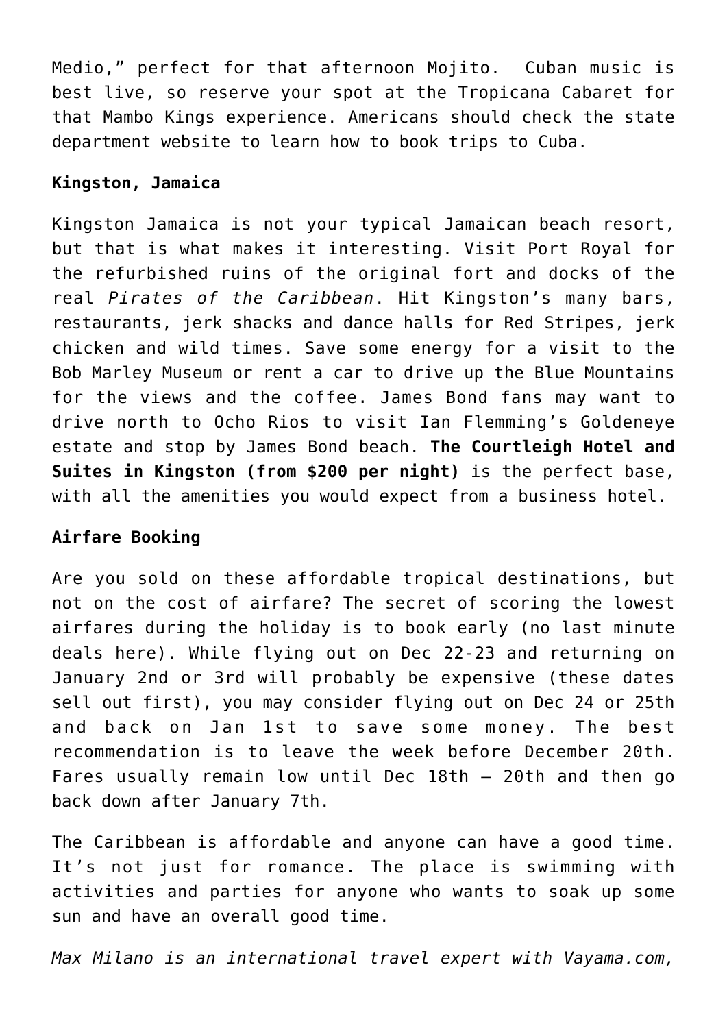Medio," perfect for that afternoon Mojito. Cuban music is best live, so reserve your spot at the Tropicana Cabaret for that Mambo Kings experience. Americans should check the state department website to learn how to book trips to Cuba.

**Kingston, Jamaica**

Kingston Jamaica is not your typical Jamaican beach resort, but that is what makes it interesting. Visit Port Royal for the refurbished ruins of the original fort and docks of the real *Pirates of the Caribbean*. Hit Kingston's many bars, restaurants, jerk shacks and dance halls for Red Stripes, jerk chicken and wild times. Save some energy for a visit to the Bob Marley Museum or rent a car to drive up the Blue Mountains for the views and the coffee. James Bond fans may want to drive north to Ocho Rios to visit Ian Flemming's Goldeneye estate and stop by James Bond beach. **The Courtleigh Hotel and Suites in Kingston (from $200 per night)** is the perfect base, with all the amenities you would expect from a business hotel.

**Airfare Booking**

Are you sold on these affordable tropical destinations, but not on the cost of airfare? The secret of scoring the lowest airfares during the holiday is to book early (no last minute deals here). While flying out on Dec 22-23 and returning on January 2nd or 3rd will probably be expensive (these dates sell out first), you may consider flying out on Dec 24 or 25th and back on Jan 1st to save some money. The best recommendation is to leave the week before December 20th. Fares usually remain low until Dec 18th – 20th and then go back down after January 7th.

The Caribbean is affordable and anyone can have a good time. It's not just for romance. The place is swimming with activities and parties for anyone who wants to soak up some sun and have an overall good time.

*Max Milano is an international travel expert with Vayama.com,*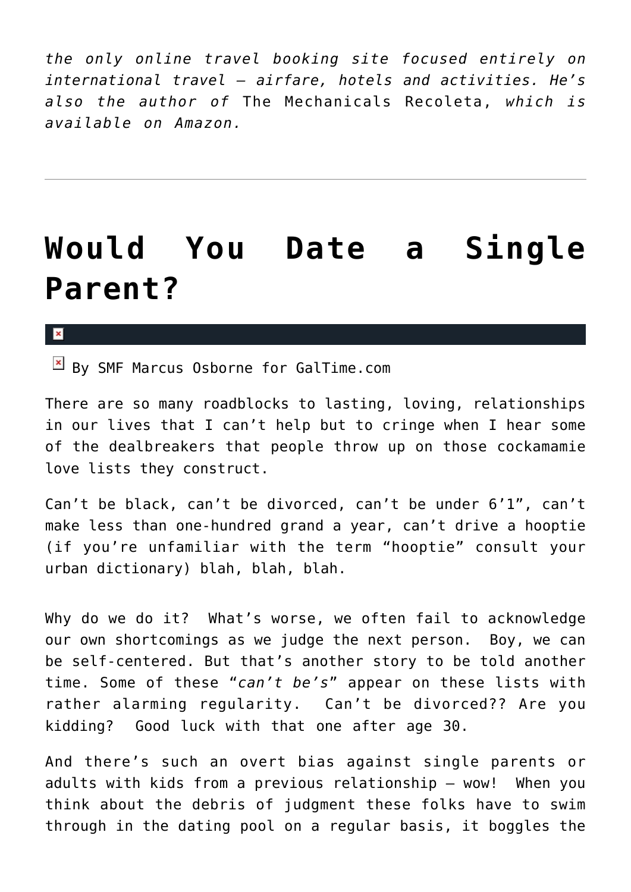*the only online travel booking site focused entirely on international travel – airfare, hotels and activities. He's also the author of* The Mechanicals Recoleta, *which is available on Amazon.*

---

# Would You Date a Single Parent?

By SMF Marcus Osborne for GalTime.com

There are so many roadblocks to lasting, loving, relationships in our lives that I can't help but to cringe when I hear some of the dealbreakers that people throw up on those cockamamie love lists they construct.

Can't be black, can't be divorced, can't be under 6'1", can't make less than one-hundred grand a year, can't drive a hooptie (if you're unfamiliar with the term "hooptie" consult your urban dictionary) blah, blah, blah.

Why do we do it? What's worse, we often fail to acknowledge our own shortcomings as we judge the next person. Boy, we can be self-centered. But that's another story to be told another time. Some of these "*can't be's*" appear on these lists with rather alarming regularity. Can't be divorced?? Are you kidding? Good luck with that one after age 30.

And there's such an overt bias against single parents or adults with kids from a previous relationship – wow! When you think about the debris of judgment these folks have to swim through in the dating pool on a regular basis, it boggles the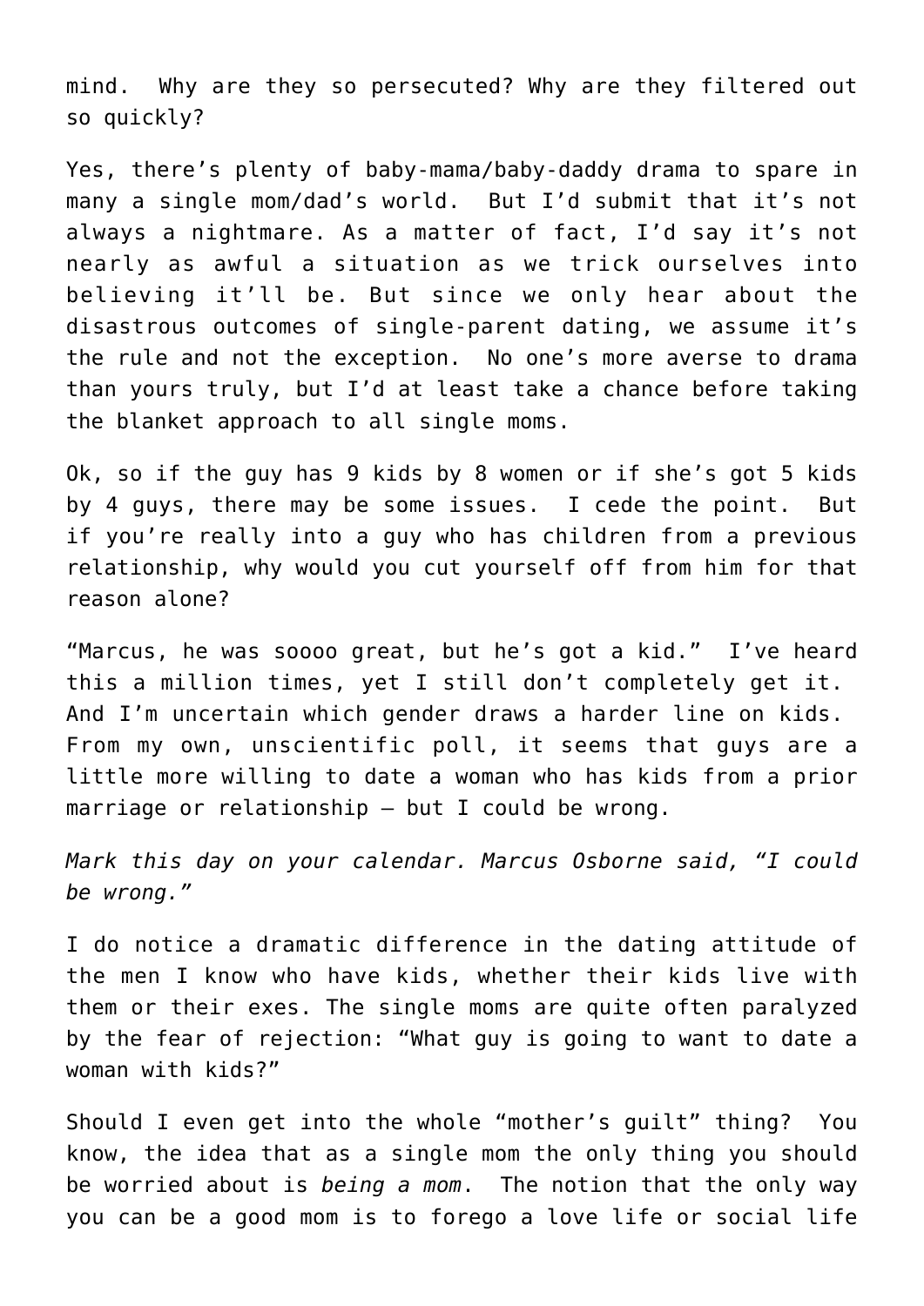mind.  Why are they so persecuted? Why are they filtered out so quickly?

Yes, there's plenty of baby-mama/baby-daddy drama to spare in many a single mom/dad's world.  But I'd submit that it's not always a nightmare. As a matter of fact, I'd say it's not nearly as awful a situation as we trick ourselves into believing it'll be. But since we only hear about the disastrous outcomes of single-parent dating, we assume it's the rule and not the exception.  No one's more averse to drama than yours truly, but I'd at least take a chance before taking the blanket approach to all single moms.

Ok, so if the guy has 9 kids by 8 women or if she's got 5 kids by 4 guys, there may be some issues.  I cede the point.  But if you're really into a guy who has children from a previous relationship, why would you cut yourself off from him for that reason alone?

"Marcus, he was soooo great, but he's got a kid."  I've heard this a million times, yet I still don't completely get it.  And I'm uncertain which gender draws a harder line on kids.  From my own, unscientific poll, it seems that guys are a little more willing to date a woman who has kids from a prior marriage or relationship – but I could be wrong.

*Mark this day on your calendar. Marcus Osborne said, "I could be wrong."*

I do notice a dramatic difference in the dating attitude of the men I know who have kids, whether their kids live with them or their exes. The single moms are quite often paralyzed by the fear of rejection: "What guy is going to want to date a woman with kids?"

Should I even get into the whole "mother's guilt" thing?  You know, the idea that as a single mom the only thing you should be worried about is *being a mom*.  The notion that the only way you can be a good mom is to forego a love life or social life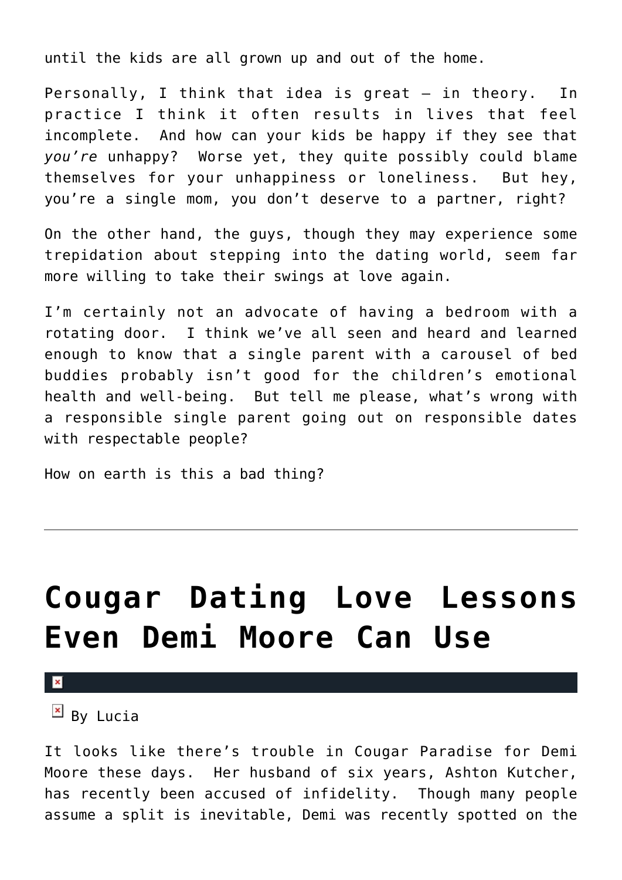until the kids are all grown up and out of the home.

Personally, I think that idea is great – in theory. In practice I think it often results in lives that feel incomplete. And how can your kids be happy if they see that *you're* unhappy? Worse yet, they quite possibly could blame themselves for your unhappiness or loneliness. But hey, you're a single mom, you don't deserve to a partner, right?

On the other hand, the guys, though they may experience some trepidation about stepping into the dating world, seem far more willing to take their swings at love again.

I'm certainly not an advocate of having a bedroom with a rotating door. I think we've all seen and heard and learned enough to know that a single parent with a carousel of bed buddies probably isn't good for the children's emotional health and well-being. But tell me please, what's wrong with a responsible single parent going out on responsible dates with respectable people?

How on earth is this a bad thing?

---

# Cougar Dating Love Lessons Even Demi Moore Can Use

By Lucia

It looks like there's trouble in Cougar Paradise for Demi Moore these days. Her husband of six years, Ashton Kutcher, has recently been accused of infidelity. Though many people assume a split is inevitable, Demi was recently spotted on the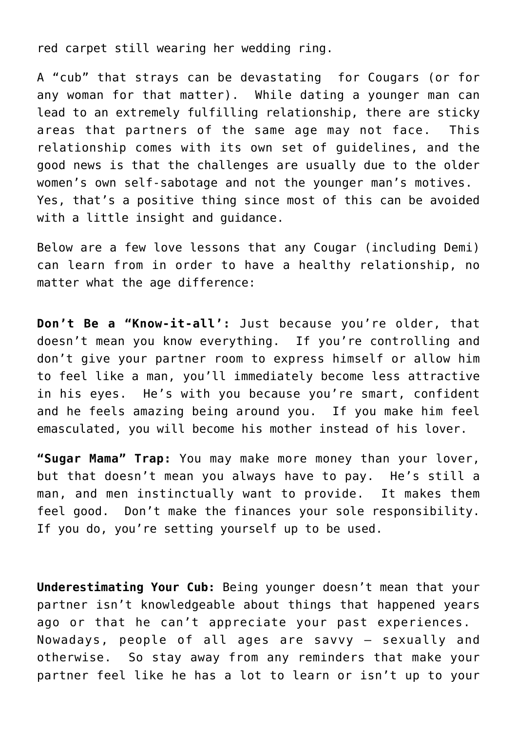red carpet still wearing her wedding ring.

A “cub” that strays can be devastating for Cougars (or for any woman for that matter). While dating a younger man can lead to an extremely fulfilling relationship, there are sticky areas that partners of the same age may not face. This relationship comes with its own set of guidelines, and the good news is that the challenges are usually due to the older women’s own self-sabotage and not the younger man’s motives. Yes, that’s a positive thing since most of this can be avoided with a little insight and guidance.

Below are a few love lessons that any Cougar (including Demi) can learn from in order to have a healthy relationship, no matter what the age difference:

**Don’t Be a “Know-it-all’:** Just because you’re older, that doesn’t mean you know everything. If you’re controlling and don’t give your partner room to express himself or allow him to feel like a man, you’ll immediately become less attractive in his eyes. He’s with you because you’re smart, confident and he feels amazing being around you. If you make him feel emasculated, you will become his mother instead of his lover.

**“Sugar Mama” Trap:** You may make more money than your lover, but that doesn’t mean you always have to pay. He’s still a man, and men instinctually want to provide. It makes them feel good. Don’t make the finances your sole responsibility. If you do, you’re setting yourself up to be used.

**Underestimating Your Cub:** Being younger doesn’t mean that your partner isn’t knowledgeable about things that happened years ago or that he can’t appreciate your past experiences. Nowadays, people of all ages are savvy – sexually and otherwise. So stay away from any reminders that make your partner feel like he has a lot to learn or isn’t up to your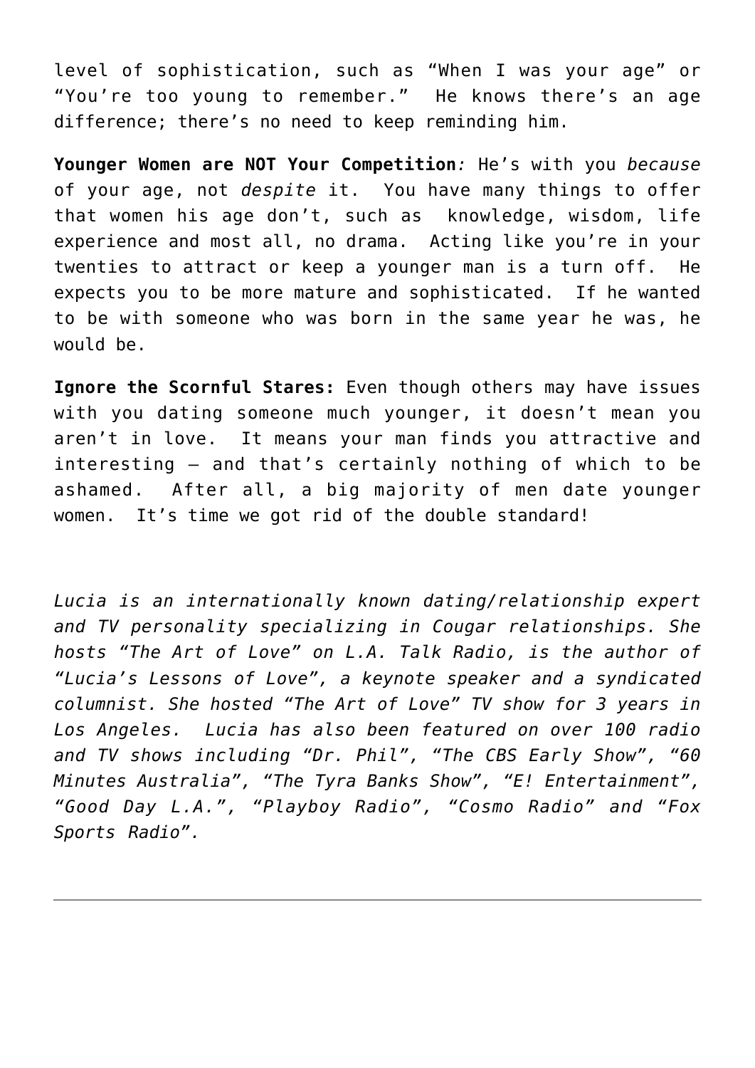level of sophistication, such as "When I was your age" or "You're too young to remember." He knows there's an age difference; there's no need to keep reminding him.

**Younger Women are NOT Your Competition***:* He's with you *because* of your age, not *despite* it. You have many things to offer that women his age don't, such as knowledge, wisdom, life experience and most all, no drama. Acting like you're in your twenties to attract or keep a younger man is a turn off. He expects you to be more mature and sophisticated. If he wanted to be with someone who was born in the same year he was, he would be.

**Ignore the Scornful Stares:** Even though others may have issues with you dating someone much younger, it doesn't mean you aren't in love. It means your man finds you attractive and interesting – and that's certainly nothing of which to be ashamed. After all, a big majority of men date younger women. It's time we got rid of the double standard!

*Lucia is an internationally known dating/relationship expert and TV personality specializing in Cougar relationships. She hosts "The Art of Love" on L.A. Talk Radio, is the author of "Lucia's Lessons of Love", a keynote speaker and a syndicated columnist. She hosted "The Art of Love" TV show for 3 years in Los Angeles. Lucia has also been featured on over 100 radio and TV shows including "Dr. Phil", "The CBS Early Show", "60 Minutes Australia", "The Tyra Banks Show", "E! Entertainment", "Good Day L.A.", "Playboy Radio", "Cosmo Radio" and "Fox Sports Radio".*

---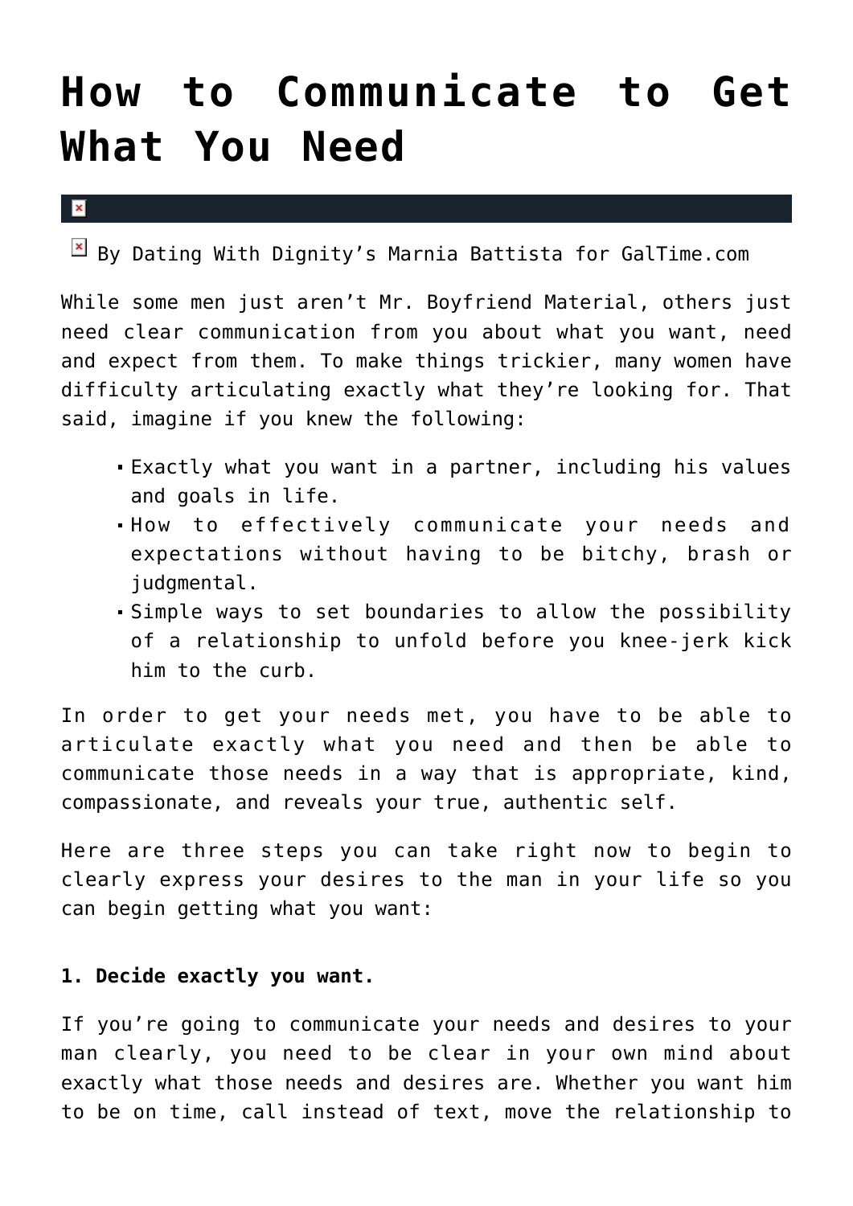# How to Communicate to Get What You Need

By Dating With Dignity's Marnia Battista for GalTime.com

While some men just aren't Mr. Boyfriend Material, others just need clear communication from you about what you want, need and expect from them. To make things trickier, many women have difficulty articulating exactly what they're looking for. That said, imagine if you knew the following:

- Exactly what you want in a partner, including his values and goals in life.
- How to effectively communicate your needs and expectations without having to be bitchy, brash or judgmental.
- Simple ways to set boundaries to allow the possibility of a relationship to unfold before you knee-jerk kick him to the curb.

In order to get your needs met, you have to be able to articulate exactly what you need and then be able to communicate those needs in a way that is appropriate, kind, compassionate, and reveals your true, authentic self.

Here are three steps you can take right now to begin to clearly express your desires to the man in your life so you can begin getting what you want:

**1. Decide exactly you want.**

If you're going to communicate your needs and desires to your man clearly, you need to be clear in your own mind about exactly what those needs and desires are. Whether you want him to be on time, call instead of text, move the relationship to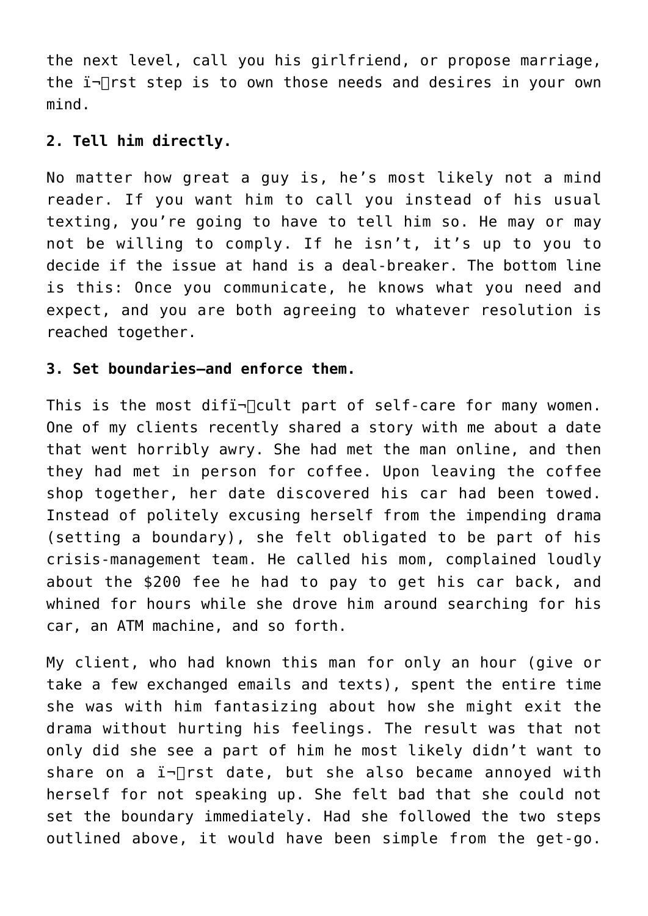the next level, call you his girlfriend, or propose marriage, the first step is to own those needs and desires in your own mind.

**2. Tell him directly.**

No matter how great a guy is, he's most likely not a mind reader. If you want him to call you instead of his usual texting, you're going to have to tell him so. He may or may not be willing to comply. If he isn't, it's up to you to decide if the issue at hand is a deal-breaker. The bottom line is this: Once you communicate, he knows what you need and expect, and you are both agreeing to whatever resolution is reached together.

**3. Set boundaries—and enforce them.**

This is the most difficult part of self-care for many women. One of my clients recently shared a story with me about a date that went horribly awry. She had met the man online, and then they had met in person for coffee. Upon leaving the coffee shop together, her date discovered his car had been towed. Instead of politely excusing herself from the impending drama (setting a boundary), she felt obligated to be part of his crisis-management team. He called his mom, complained loudly about the $200 fee he had to pay to get his car back, and whined for hours while she drove him around searching for his car, an ATM machine, and so forth.

My client, who had known this man for only an hour (give or take a few exchanged emails and texts), spent the entire time she was with him fantasizing about how she might exit the drama without hurting his feelings. The result was that not only did she see a part of him he most likely didn't want to share on a first date, but she also became annoyed with herself for not speaking up. She felt bad that she could not set the boundary immediately. Had she followed the two steps outlined above, it would have been simple from the get-go.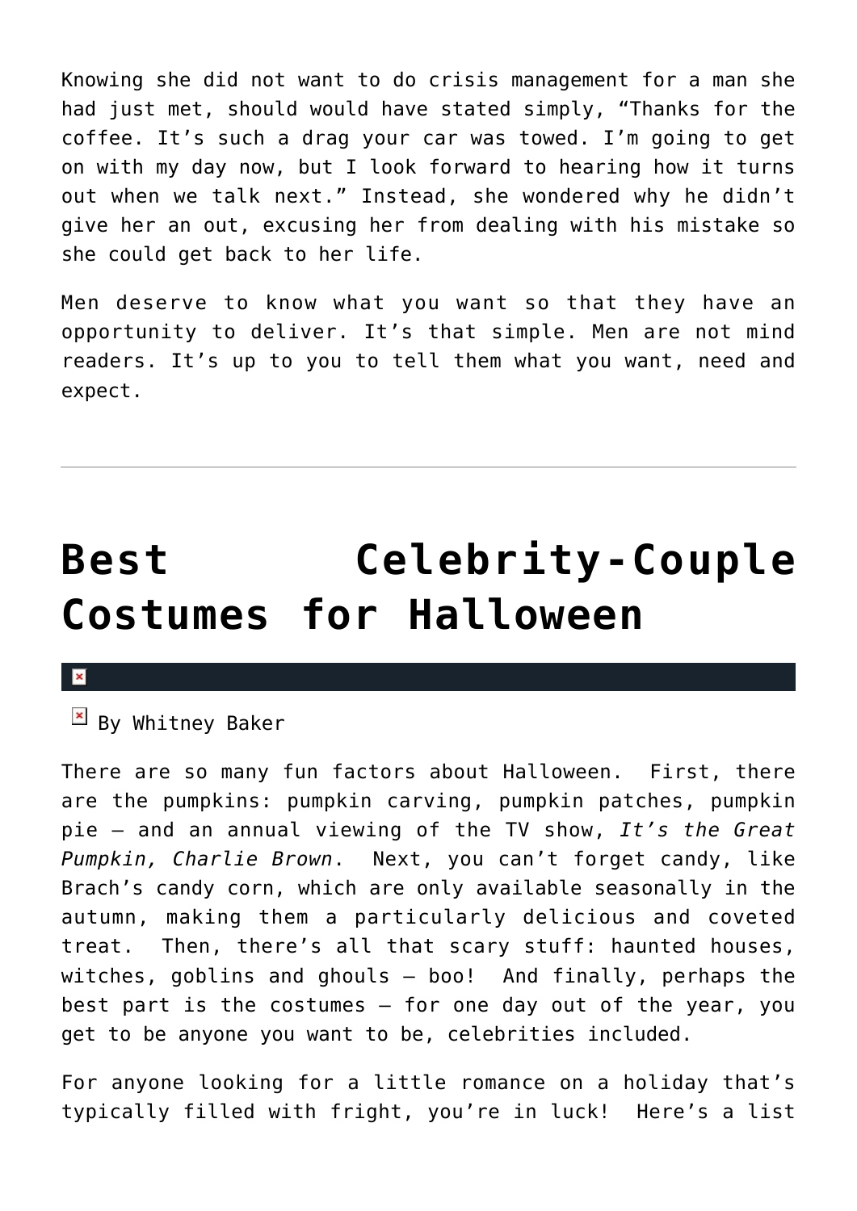Knowing she did not want to do crisis management for a man she had just met, should would have stated simply, "Thanks for the coffee. It's such a drag your car was towed. I'm going to get on with my day now, but I look forward to hearing how it turns out when we talk next." Instead, she wondered why he didn't give her an out, excusing her from dealing with his mistake so she could get back to her life.

Men deserve to know what you want so that they have an opportunity to deliver. It's that simple. Men are not mind readers. It's up to you to tell them what you want, need and expect.

---

# Best Celebrity-Couple Costumes for Halloween

By Whitney Baker

There are so many fun factors about Halloween. First, there are the pumpkins: pumpkin carving, pumpkin patches, pumpkin pie – and an annual viewing of the TV show, *It's the Great Pumpkin, Charlie Brown*. Next, you can't forget candy, like Brach's candy corn, which are only available seasonally in the autumn, making them a particularly delicious and coveted treat. Then, there's all that scary stuff: haunted houses, witches, goblins and ghouls – boo! And finally, perhaps the best part is the costumes – for one day out of the year, you get to be anyone you want to be, celebrities included.

For anyone looking for a little romance on a holiday that's typically filled with fright, you're in luck! Here's a list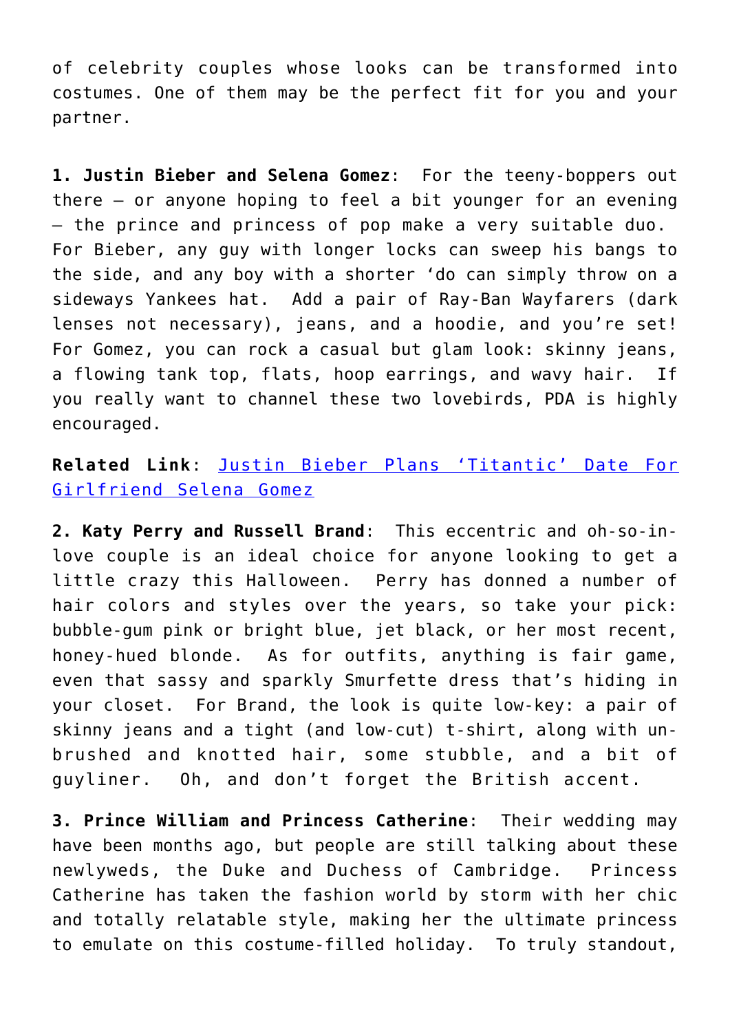of celebrity couples whose looks can be transformed into costumes. One of them may be the perfect fit for you and your partner.

**1. Justin Bieber and Selena Gomez**: For the teeny-boppers out there – or anyone hoping to feel a bit younger for an evening – the prince and princess of pop make a very suitable duo. For Bieber, any guy with longer locks can sweep his bangs to the side, and any boy with a shorter 'do can simply throw on a sideways Yankees hat. Add a pair of Ray-Ban Wayfarers (dark lenses not necessary), jeans, and a hoodie, and you're set! For Gomez, you can rock a casual but glam look: skinny jeans, a flowing tank top, flats, hoop earrings, and wavy hair. If you really want to channel these two lovebirds, PDA is highly encouraged.

**Related Link**: Justin Bieber Plans 'Titantic' Date For Girlfriend Selena Gomez

**2. Katy Perry and Russell Brand**: This eccentric and oh-so-in-love couple is an ideal choice for anyone looking to get a little crazy this Halloween. Perry has donned a number of hair colors and styles over the years, so take your pick: bubble-gum pink or bright blue, jet black, or her most recent, honey-hued blonde. As for outfits, anything is fair game, even that sassy and sparkly Smurfette dress that's hiding in your closet. For Brand, the look is quite low-key: a pair of skinny jeans and a tight (and low-cut) t-shirt, along with un-brushed and knotted hair, some stubble, and a bit of guyliner. Oh, and don't forget the British accent.

**3. Prince William and Princess Catherine**: Their wedding may have been months ago, but people are still talking about these newlyweds, the Duke and Duchess of Cambridge. Princess Catherine has taken the fashion world by storm with her chic and totally relatable style, making her the ultimate princess to emulate on this costume-filled holiday. To truly standout,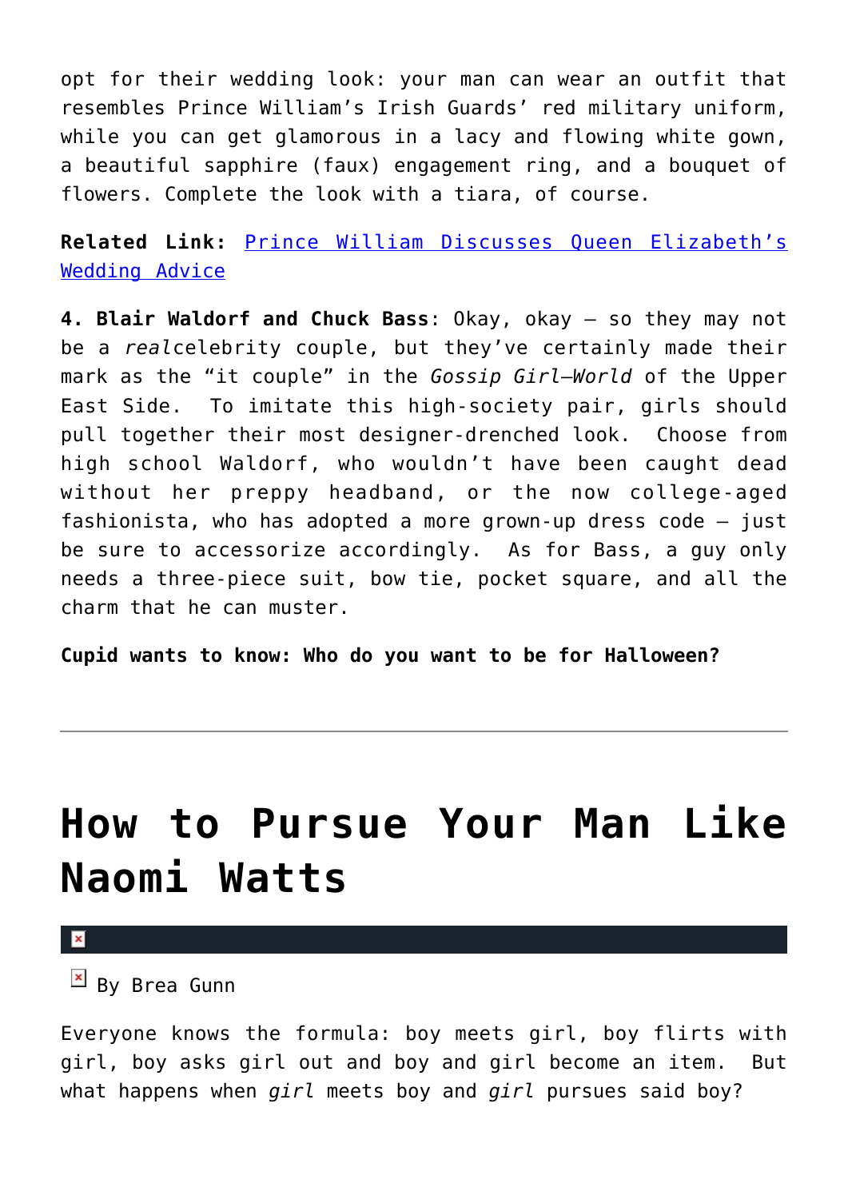opt for their wedding look: your man can wear an outfit that resembles Prince William's Irish Guards' red military uniform, while you can get glamorous in a lacy and flowing white gown, a beautiful sapphire (faux) engagement ring, and a bouquet of flowers. Complete the look with a tiara, of course.

**Related Link:** [Prince William Discusses Queen Elizabeth's Wedding Advice]()

**4. Blair Waldorf and Chuck Bass**: Okay, okay – so they may not be a *real*celebrity couple, but they've certainly made their mark as the "it couple" in the *Gossip Girl–World* of the Upper East Side. To imitate this high-society pair, girls should pull together their most designer-drenched look. Choose from high school Waldorf, who wouldn't have been caught dead without her preppy headband, or the now college-aged fashionista, who has adopted a more grown-up dress code – just be sure to accessorize accordingly. As for Bass, a guy only needs a three-piece suit, bow tie, pocket square, and all the charm that he can muster.

**Cupid wants to know: Who do you want to be for Halloween?**

---

# How to Pursue Your Man Like Naomi Watts

By Brea Gunn

Everyone knows the formula: boy meets girl, boy flirts with girl, boy asks girl out and boy and girl become an item. But what happens when *girl* meets boy and *girl* pursues said boy?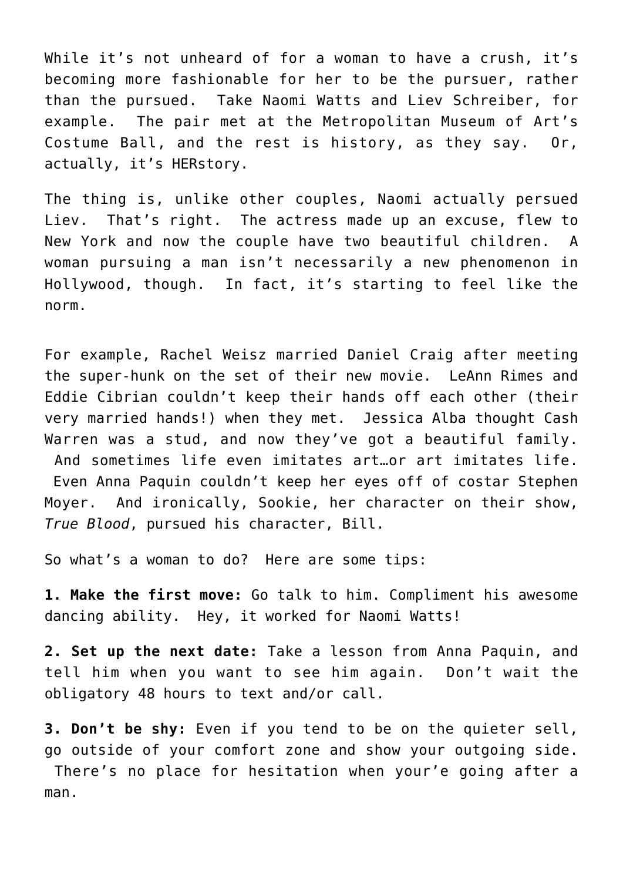While it's not unheard of for a woman to have a crush, it's becoming more fashionable for her to be the pursuer, rather than the pursued. Take Naomi Watts and Liev Schreiber, for example. The pair met at the Metropolitan Museum of Art's Costume Ball, and the rest is history, as they say. Or, actually, it's HERstory.

The thing is, unlike other couples, Naomi actually persued Liev. That's right. The actress made up an excuse, flew to New York and now the couple have two beautiful children. A woman pursuing a man isn't necessarily a new phenomenon in Hollywood, though. In fact, it's starting to feel like the norm.

For example, Rachel Weisz married Daniel Craig after meeting the super-hunk on the set of their new movie. LeAnn Rimes and Eddie Cibrian couldn't keep their hands off each other (their very married hands!) when they met. Jessica Alba thought Cash Warren was a stud, and now they've got a beautiful family. And sometimes life even imitates art…or art imitates life. Even Anna Paquin couldn't keep her eyes off of costar Stephen Moyer. And ironically, Sookie, her character on their show, *True Blood*, pursued his character, Bill.

So what's a woman to do? Here are some tips:

**1. Make the first move:** Go talk to him. Compliment his awesome dancing ability. Hey, it worked for Naomi Watts!

**2. Set up the next date:** Take a lesson from Anna Paquin, and tell him when you want to see him again. Don't wait the obligatory 48 hours to text and/or call.

**3. Don't be shy:** Even if you tend to be on the quieter sell, go outside of your comfort zone and show your outgoing side. There's no place for hesitation when your'e going after a man.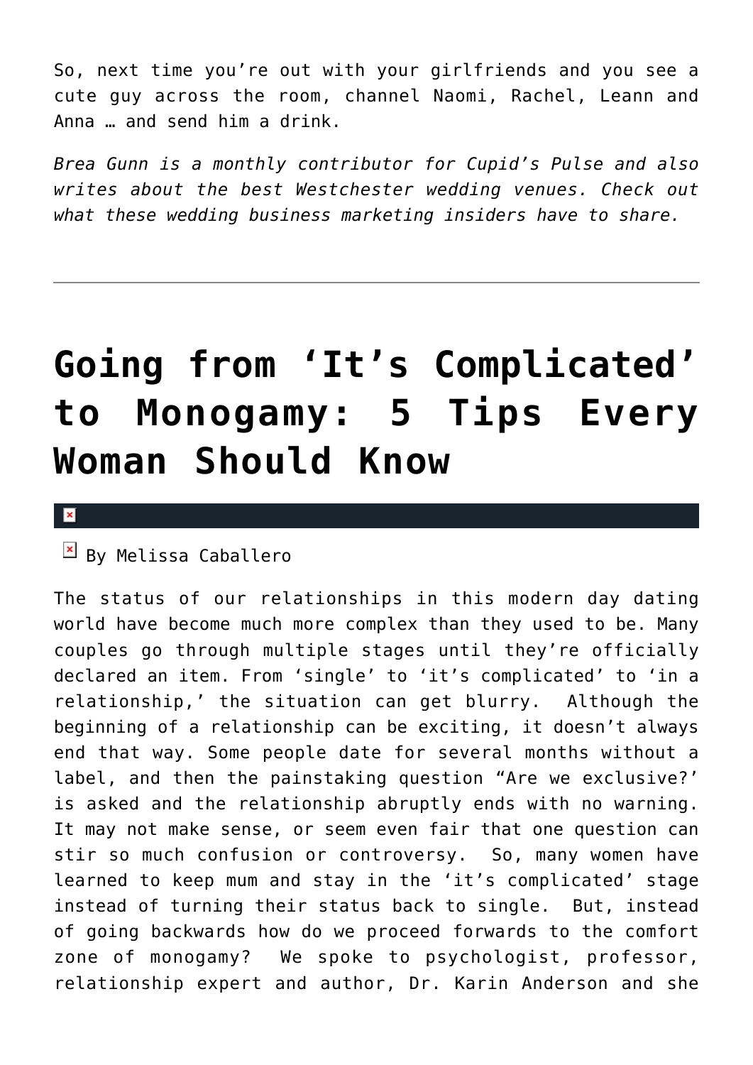So, next time you're out with your girlfriends and you see a cute guy across the room, channel Naomi, Rachel, Leann and Anna … and send him a drink.

*Brea Gunn is a monthly contributor for Cupid's Pulse and also writes about the best Westchester wedding venues. Check out what these wedding business marketing insiders have to share.*

---

# Going from 'It's Complicated' to Monogamy: 5 Tips Every Woman Should Know

By Melissa Caballero

The status of our relationships in this modern day dating world have become much more complex than they used to be. Many couples go through multiple stages until they're officially declared an item. From 'single' to 'it's complicated' to 'in a relationship,' the situation can get blurry.  Although the beginning of a relationship can be exciting, it doesn't always end that way. Some people date for several months without a label, and then the painstaking question "Are we exclusive?' is asked and the relationship abruptly ends with no warning. It may not make sense, or seem even fair that one question can stir so much confusion or controversy.  So, many women have learned to keep mum and stay in the 'it's complicated' stage instead of turning their status back to single.  But, instead of going backwards how do we proceed forwards to the comfort zone of monogamy?  We spoke to psychologist, professor, relationship expert and author, Dr. Karin Anderson and she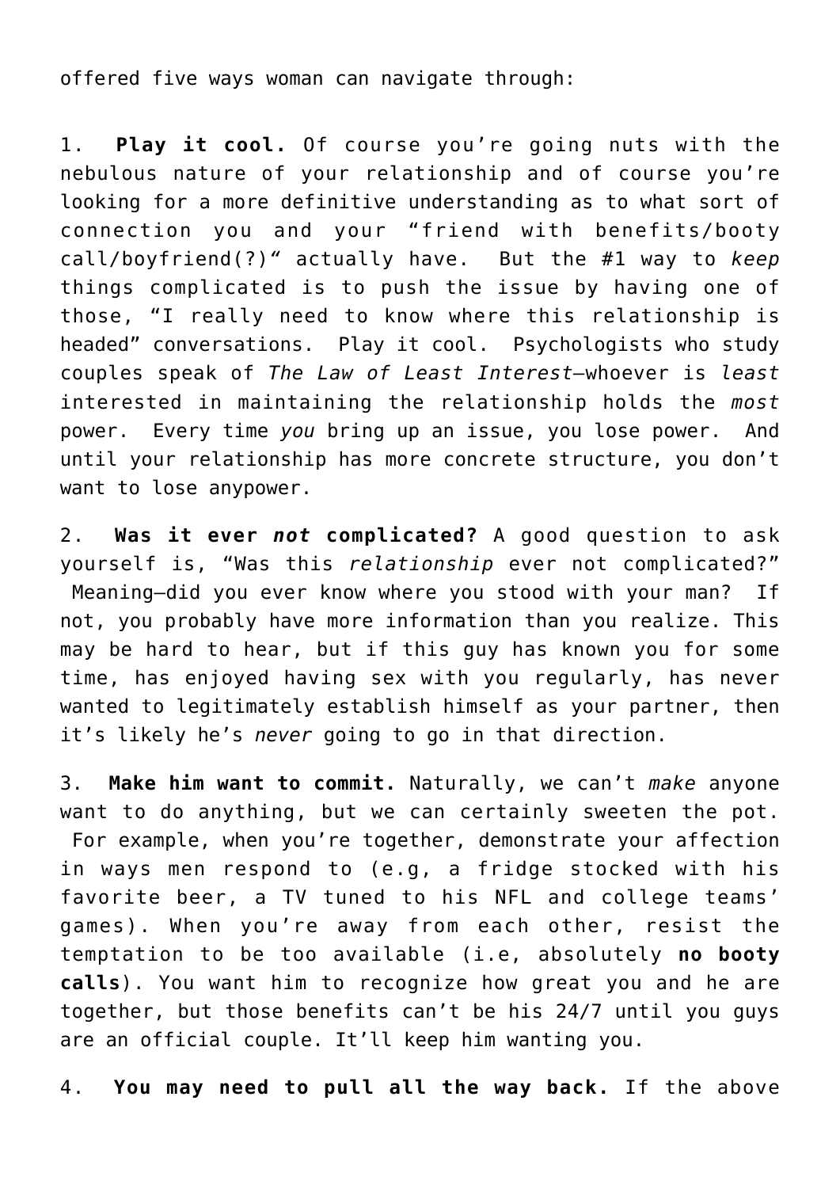offered five ways woman can navigate through:

1. **Play it cool.** Of course you're going nuts with the nebulous nature of your relationship and of course you're looking for a more definitive understanding as to what sort of connection you and your "friend with benefits/booty call/boyfriend(?)" actually have. But the #1 way to *keep* things complicated is to push the issue by having one of those, "I really need to know where this relationship is headed" conversations. Play it cool. Psychologists who study couples speak of *The Law of Least Interest*—whoever is *least* interested in maintaining the relationship holds the *most* power. Every time *you* bring up an issue, you lose power. And until your relationship has more concrete structure, you don't want to lose anypower.

2. **Was it ever *not* complicated?** A good question to ask yourself is, "Was this *relationship* ever not complicated?" Meaning—did you ever know where you stood with your man? If not, you probably have more information than you realize. This may be hard to hear, but if this guy has known you for some time, has enjoyed having sex with you regularly, has never wanted to legitimately establish himself as your partner, then it's likely he's *never* going to go in that direction.

3. **Make him want to commit.** Naturally, we can't *make* anyone want to do anything, but we can certainly sweeten the pot. For example, when you're together, demonstrate your affection in ways men respond to (e.g, a fridge stocked with his favorite beer, a TV tuned to his NFL and college teams' games). When you're away from each other, resist the temptation to be too available (i.e, absolutely **no booty calls**). You want him to recognize how great you and he are together, but those benefits can't be his 24/7 until you guys are an official couple. It'll keep him wanting you.

4. **You may need to pull all the way back.** If the above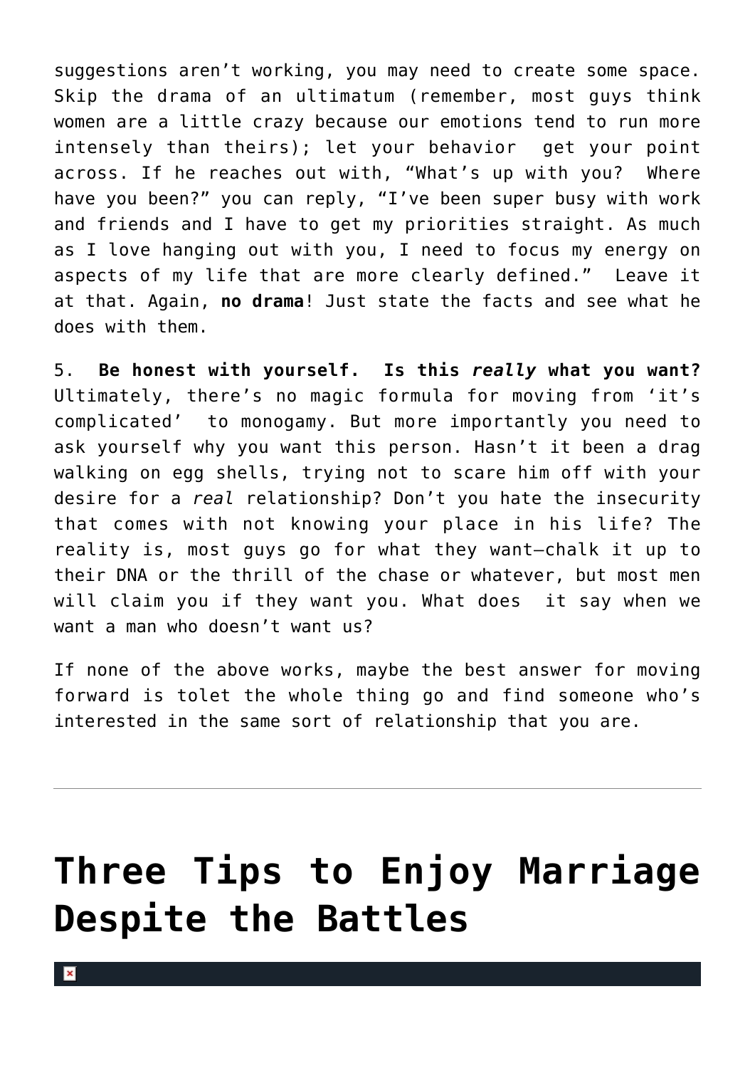suggestions aren't working, you may need to create some space. Skip the drama of an ultimatum (remember, most guys think women are a little crazy because our emotions tend to run more intensely than theirs); let your behavior get your point across. If he reaches out with, "What's up with you? Where have you been?" you can reply, "I've been super busy with work and friends and I have to get my priorities straight. As much as I love hanging out with you, I need to focus my energy on aspects of my life that are more clearly defined." Leave it at that. Again, **no drama**! Just state the facts and see what he does with them.

5. **Be honest with yourself. Is this *really* what you want?** Ultimately, there's no magic formula for moving from 'it's complicated' to monogamy. But more importantly you need to ask yourself why you want this person. Hasn't it been a drag walking on egg shells, trying not to scare him off with your desire for a *real* relationship? Don't you hate the insecurity that comes with not knowing your place in his life? The reality is, most guys go for what they want—chalk it up to their DNA or the thrill of the chase or whatever, but most men will claim you if they want you. What does it say when we want a man who doesn't want us?

If none of the above works, maybe the best answer for moving forward is tolet the whole thing go and find someone who's interested in the same sort of relationship that you are.

---

# Three Tips to Enjoy Marriage Despite the Battles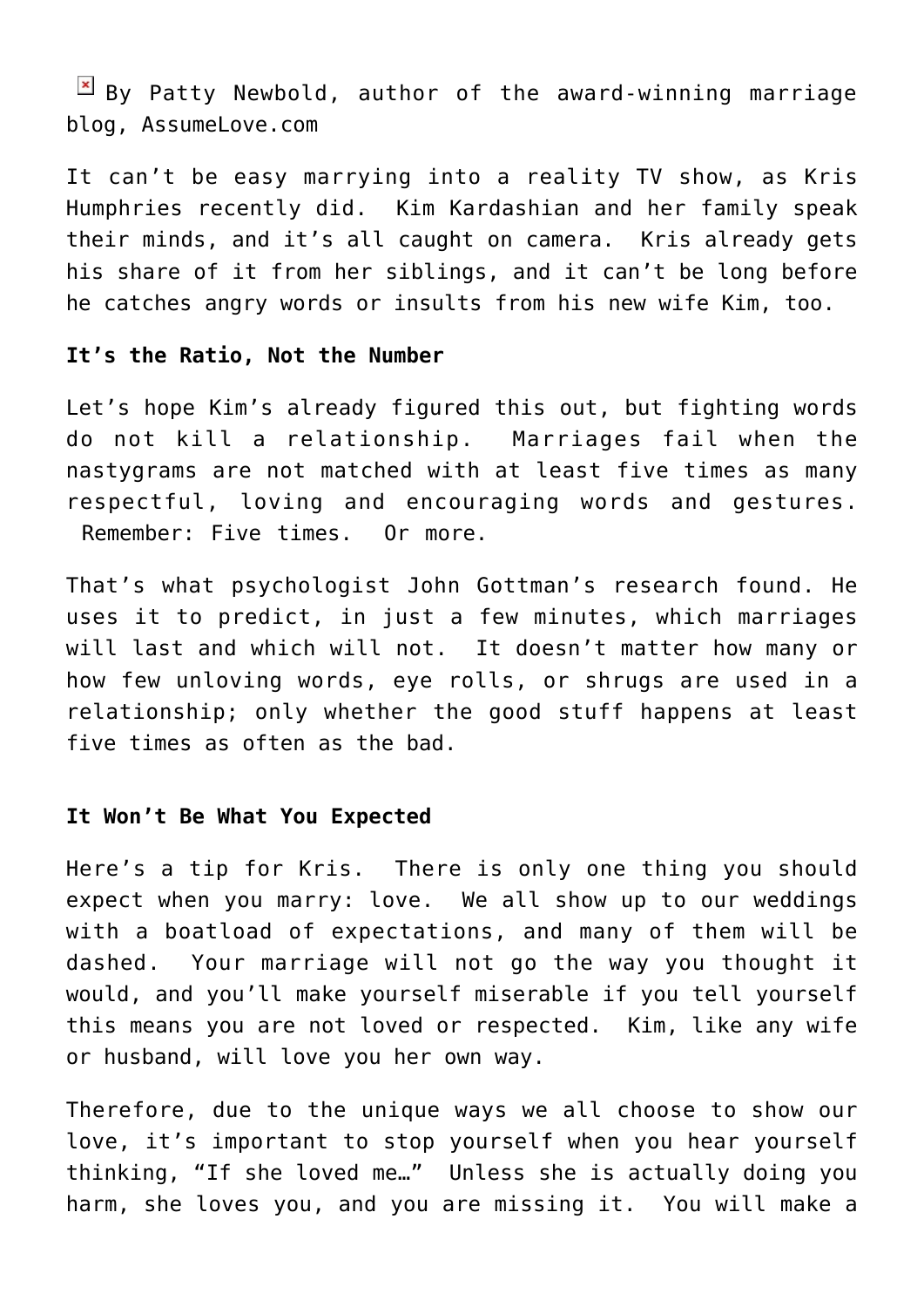By Patty Newbold, author of the award-winning marriage blog, AssumeLove.com

It can't be easy marrying into a reality TV show, as Kris Humphries recently did. Kim Kardashian and her family speak their minds, and it's all caught on camera. Kris already gets his share of it from her siblings, and it can't be long before he catches angry words or insults from his new wife Kim, too.

**It's the Ratio, Not the Number**

Let's hope Kim's already figured this out, but fighting words do not kill a relationship. Marriages fail when the nastygrams are not matched with at least five times as many respectful, loving and encouraging words and gestures. Remember: Five times. Or more.

That's what psychologist John Gottman's research found. He uses it to predict, in just a few minutes, which marriages will last and which will not. It doesn't matter how many or how few unloving words, eye rolls, or shrugs are used in a relationship; only whether the good stuff happens at least five times as often as the bad.

**It Won't Be What You Expected**

Here's a tip for Kris. There is only one thing you should expect when you marry: love. We all show up to our weddings with a boatload of expectations, and many of them will be dashed. Your marriage will not go the way you thought it would, and you'll make yourself miserable if you tell yourself this means you are not loved or respected. Kim, like any wife or husband, will love you her own way.

Therefore, due to the unique ways we all choose to show our love, it's important to stop yourself when you hear yourself thinking, "If she loved me…" Unless she is actually doing you harm, she loves you, and you are missing it. You will make a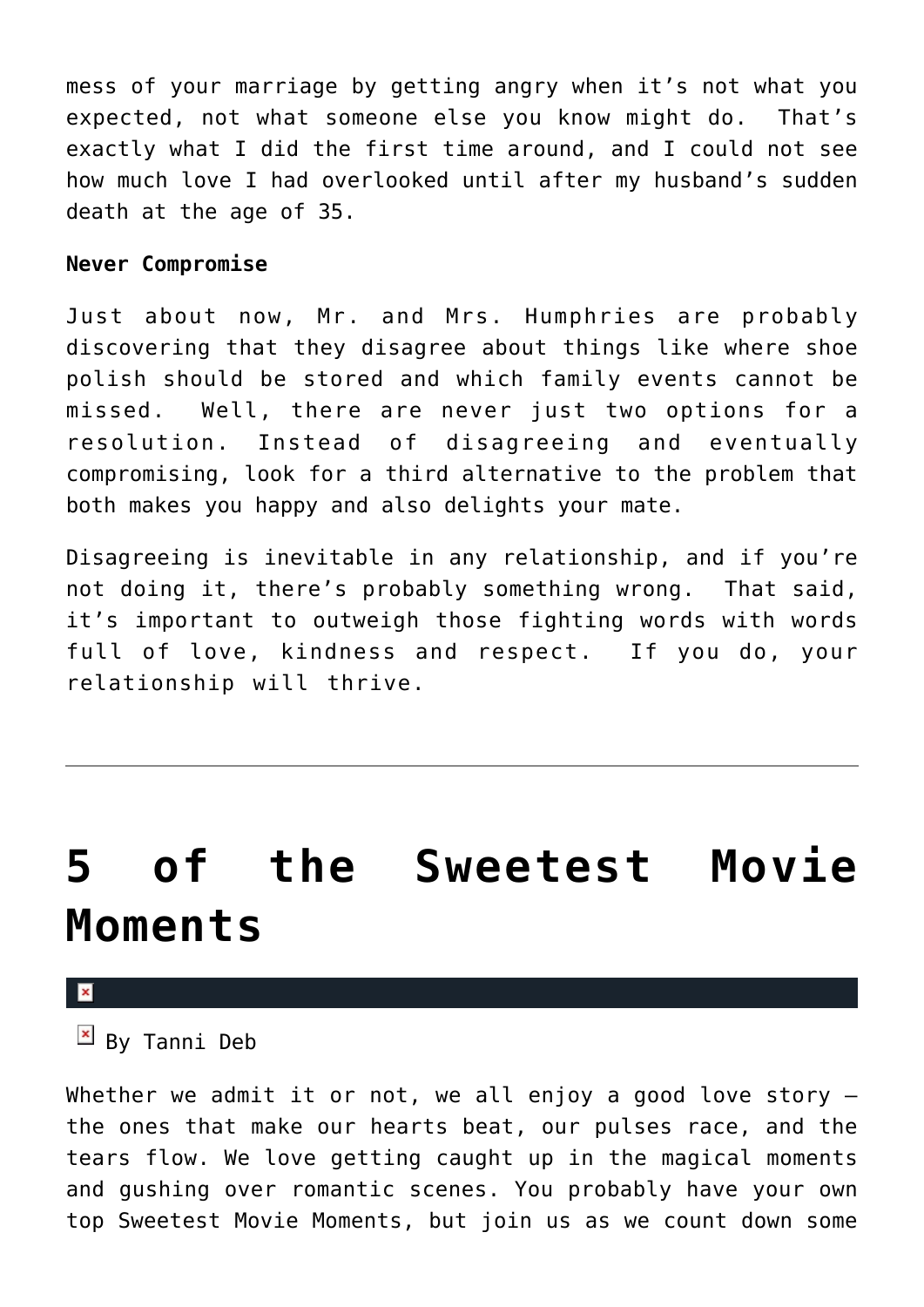mess of your marriage by getting angry when it's not what you expected, not what someone else you know might do. That's exactly what I did the first time around, and I could not see how much love I had overlooked until after my husband's sudden death at the age of 35.

**Never Compromise**

Just about now, Mr. and Mrs. Humphries are probably discovering that they disagree about things like where shoe polish should be stored and which family events cannot be missed. Well, there are never just two options for a resolution. Instead of disagreeing and eventually compromising, look for a third alternative to the problem that both makes you happy and also delights your mate.

Disagreeing is inevitable in any relationship, and if you're not doing it, there's probably something wrong. That said, it's important to outweigh those fighting words with words full of love, kindness and respect. If you do, your relationship will thrive.

---

# 5 of the Sweetest Movie Moments

By Tanni Deb

Whether we admit it or not, we all enjoy a good love story – the ones that make our hearts beat, our pulses race, and the tears flow. We love getting caught up in the magical moments and gushing over romantic scenes. You probably have your own top Sweetest Movie Moments, but join us as we count down some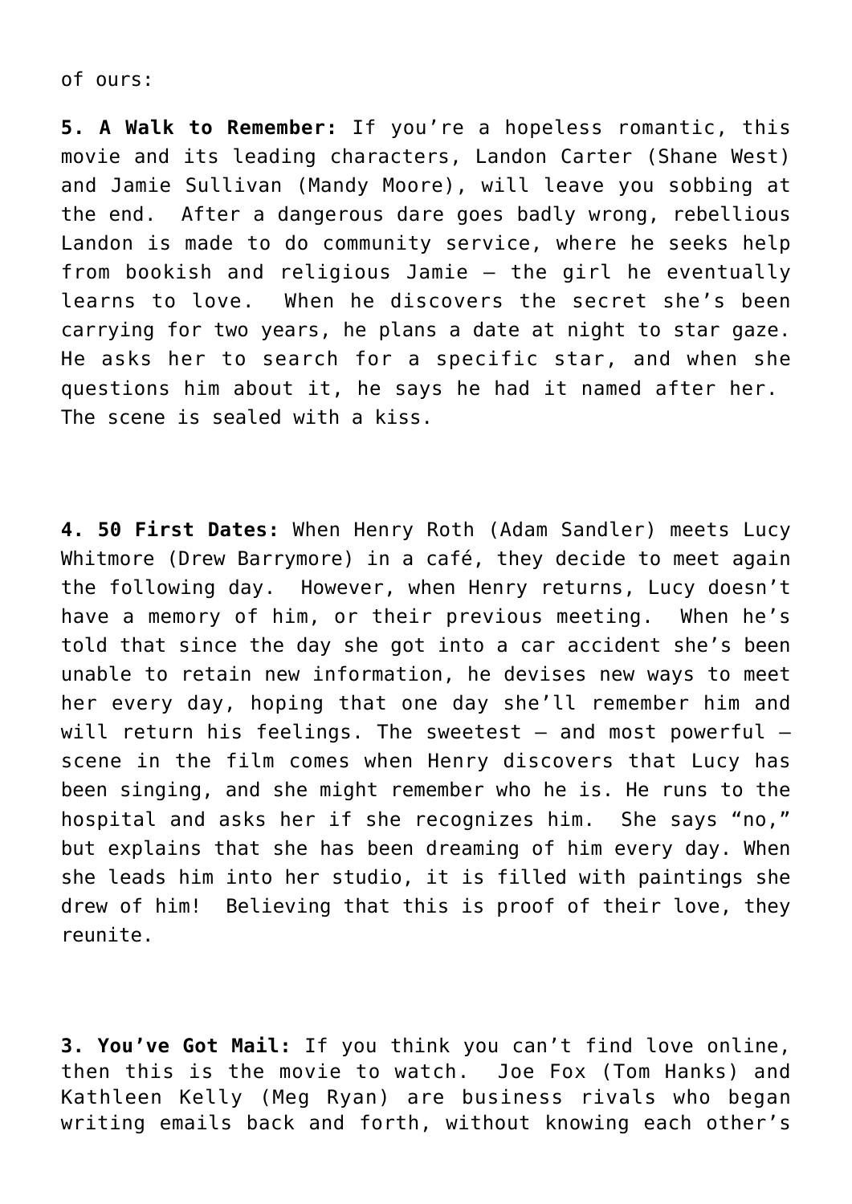of ours:

**5. A Walk to Remember:** If you're a hopeless romantic, this movie and its leading characters, Landon Carter (Shane West) and Jamie Sullivan (Mandy Moore), will leave you sobbing at the end. After a dangerous dare goes badly wrong, rebellious Landon is made to do community service, where he seeks help from bookish and religious Jamie – the girl he eventually learns to love. When he discovers the secret she's been carrying for two years, he plans a date at night to star gaze. He asks her to search for a specific star, and when she questions him about it, he says he had it named after her. The scene is sealed with a kiss.

**4. 50 First Dates:** When Henry Roth (Adam Sandler) meets Lucy Whitmore (Drew Barrymore) in a café, they decide to meet again the following day. However, when Henry returns, Lucy doesn't have a memory of him, or their previous meeting. When he's told that since the day she got into a car accident she's been unable to retain new information, he devises new ways to meet her every day, hoping that one day she'll remember him and will return his feelings. The sweetest – and most powerful – scene in the film comes when Henry discovers that Lucy has been singing, and she might remember who he is. He runs to the hospital and asks her if she recognizes him. She says "no," but explains that she has been dreaming of him every day. When she leads him into her studio, it is filled with paintings she drew of him! Believing that this is proof of their love, they reunite.

**3. You've Got Mail:** If you think you can't find love online, then this is the movie to watch. Joe Fox (Tom Hanks) and Kathleen Kelly (Meg Ryan) are business rivals who began writing emails back and forth, without knowing each other's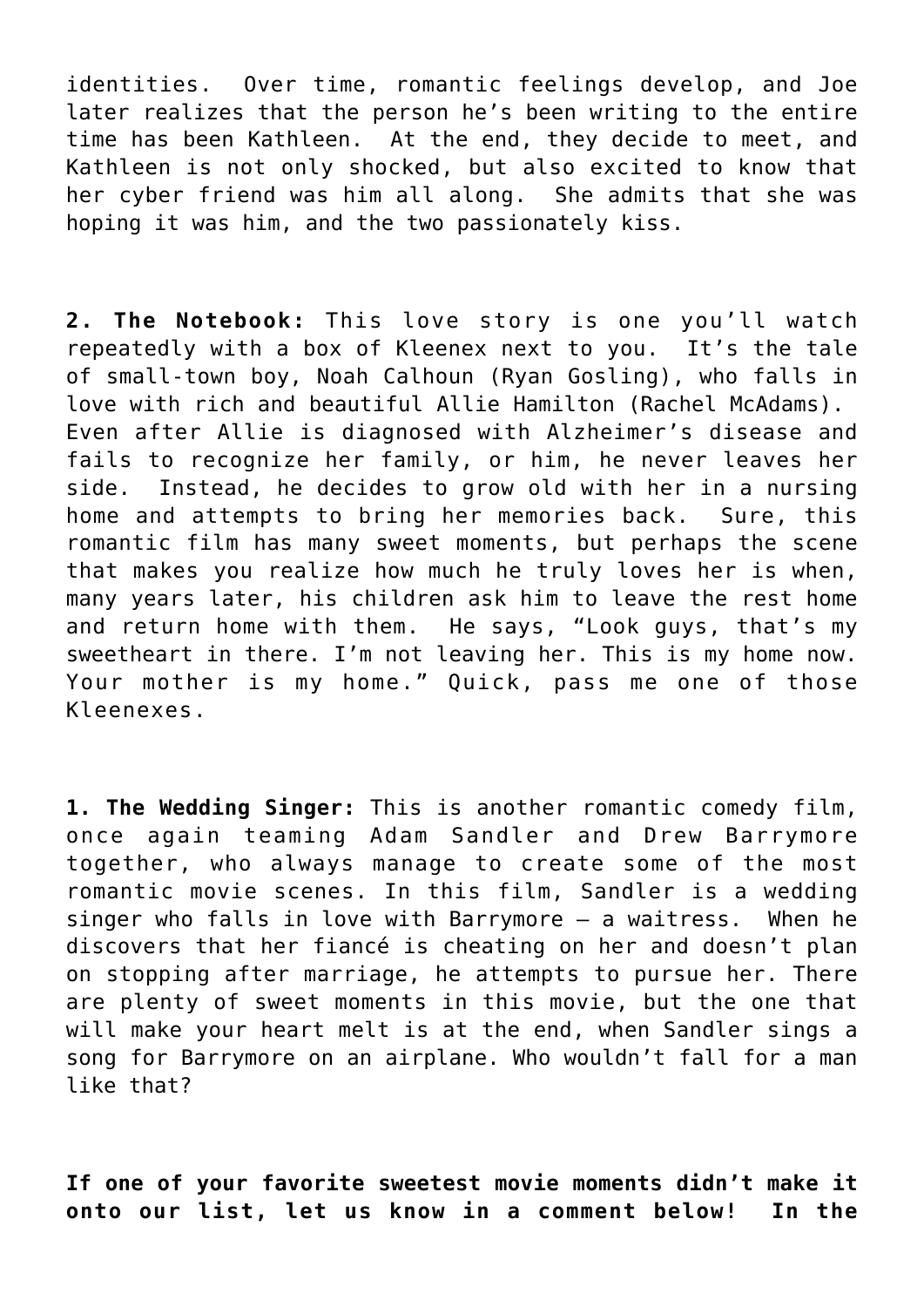identities.  Over time, romantic feelings develop, and Joe later realizes that the person he's been writing to the entire time has been Kathleen.  At the end, they decide to meet, and Kathleen is not only shocked, but also excited to know that her cyber friend was him all along.  She admits that she was hoping it was him, and the two passionately kiss.

**2. The Notebook:** This love story is one you'll watch repeatedly with a box of Kleenex next to you.  It's the tale of small-town boy, Noah Calhoun (Ryan Gosling), who falls in love with rich and beautiful Allie Hamilton (Rachel McAdams).  Even after Allie is diagnosed with Alzheimer's disease and fails to recognize her family, or him, he never leaves her side.  Instead, he decides to grow old with her in a nursing home and attempts to bring her memories back.  Sure, this romantic film has many sweet moments, but perhaps the scene that makes you realize how much he truly loves her is when, many years later, his children ask him to leave the rest home and return home with them.  He says, "Look guys, that's my sweetheart in there. I'm not leaving her. This is my home now. Your mother is my home." Quick, pass me one of those Kleenexes.

**1. The Wedding Singer:** This is another romantic comedy film, once again teaming Adam Sandler and Drew Barrymore together, who always manage to create some of the most romantic movie scenes. In this film, Sandler is a wedding singer who falls in love with Barrymore – a waitress.  When he discovers that her fiancé is cheating on her and doesn't plan on stopping after marriage, he attempts to pursue her. There are plenty of sweet moments in this movie, but the one that will make your heart melt is at the end, when Sandler sings a song for Barrymore on an airplane. Who wouldn't fall for a man like that?

**If one of your favorite sweetest movie moments didn't make it onto our list, let us know in a comment below!  In the**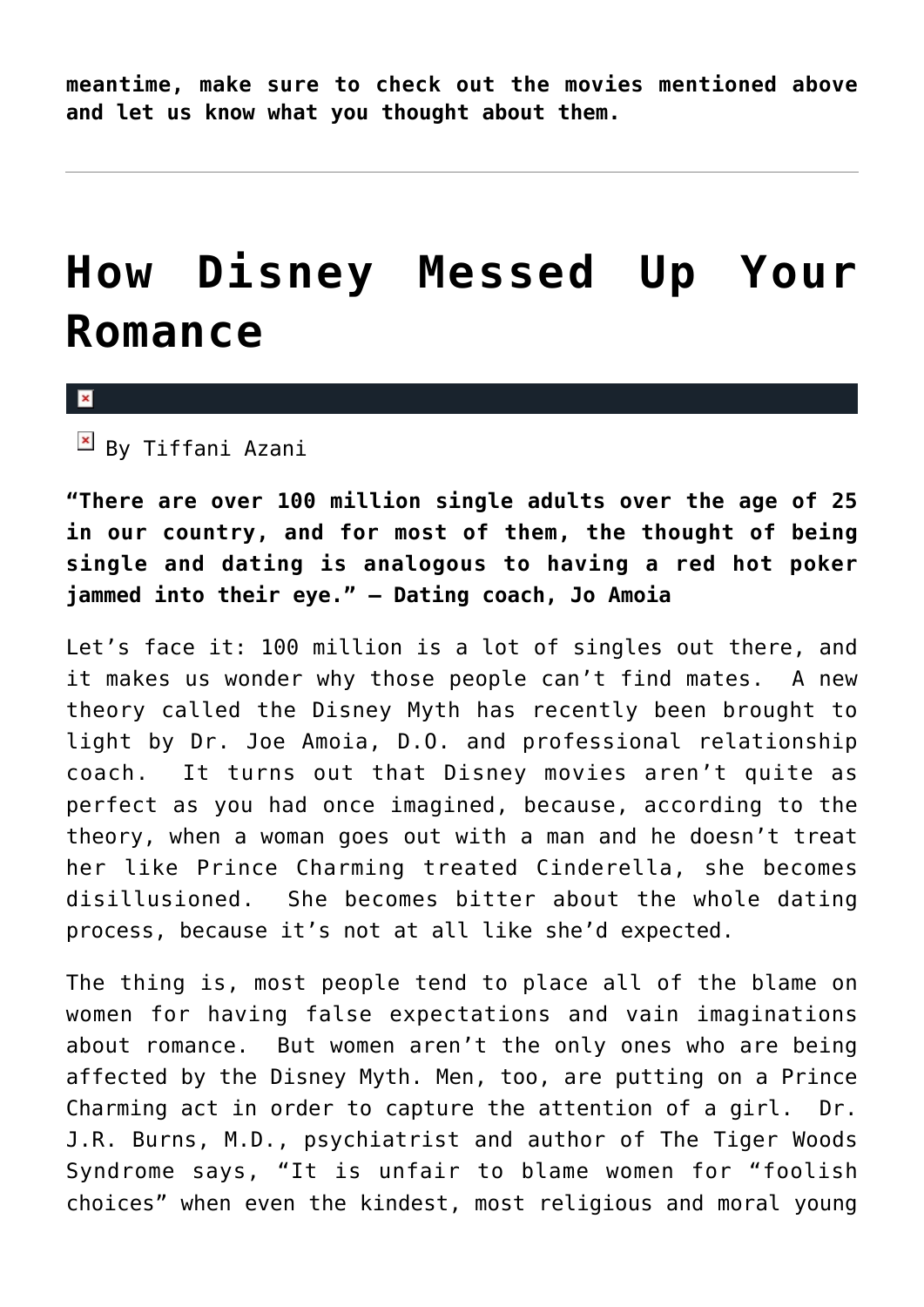**meantime, make sure to check out the movies mentioned above and let us know what you thought about them.**

---

# How Disney Messed Up Your Romance

By Tiffani Azani

**"There are over 100 million single adults over the age of 25 in our country, and for most of them, the thought of being single and dating is analogous to having a red hot poker jammed into their eye." – Dating coach, Jo Amoia**

Let's face it: 100 million is a lot of singles out there, and it makes us wonder why those people can't find mates. A new theory called the Disney Myth has recently been brought to light by Dr. Joe Amoia, D.O. and professional relationship coach. It turns out that Disney movies aren't quite as perfect as you had once imagined, because, according to the theory, when a woman goes out with a man and he doesn't treat her like Prince Charming treated Cinderella, she becomes disillusioned. She becomes bitter about the whole dating process, because it's not at all like she'd expected.

The thing is, most people tend to place all of the blame on women for having false expectations and vain imaginations about romance. But women aren't the only ones who are being affected by the Disney Myth. Men, too, are putting on a Prince Charming act in order to capture the attention of a girl. Dr. J.R. Burns, M.D., psychiatrist and author of The Tiger Woods Syndrome says, "It is unfair to blame women for "foolish choices" when even the kindest, most religious and moral young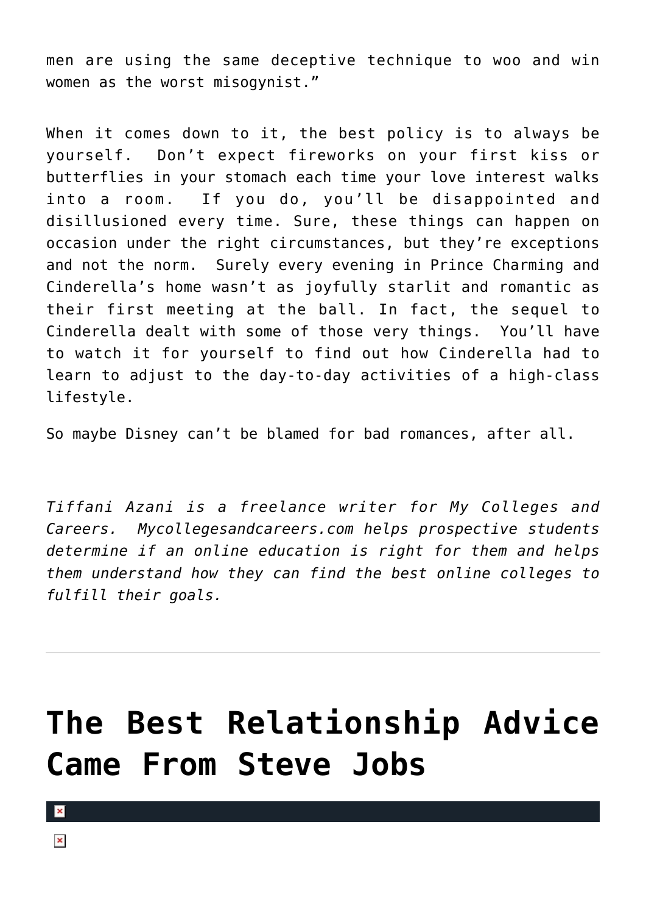men are using the same deceptive technique to woo and win women as the worst misogynist."

When it comes down to it, the best policy is to always be yourself. Don't expect fireworks on your first kiss or butterflies in your stomach each time your love interest walks into a room. If you do, you'll be disappointed and disillusioned every time. Sure, these things can happen on occasion under the right circumstances, but they're exceptions and not the norm. Surely every evening in Prince Charming and Cinderella's home wasn't as joyfully starlit and romantic as their first meeting at the ball. In fact, the sequel to Cinderella dealt with some of those very things. You'll have to watch it for yourself to find out how Cinderella had to learn to adjust to the day-to-day activities of a high-class lifestyle.

So maybe Disney can't be blamed for bad romances, after all.

*Tiffani Azani is a freelance writer for My Colleges and Careers. Mycollegesandcareers.com helps prospective students determine if an online education is right for them and helps them understand how they can find the best online colleges to fulfill their goals.*

---

# The Best Relationship Advice Came From Steve Jobs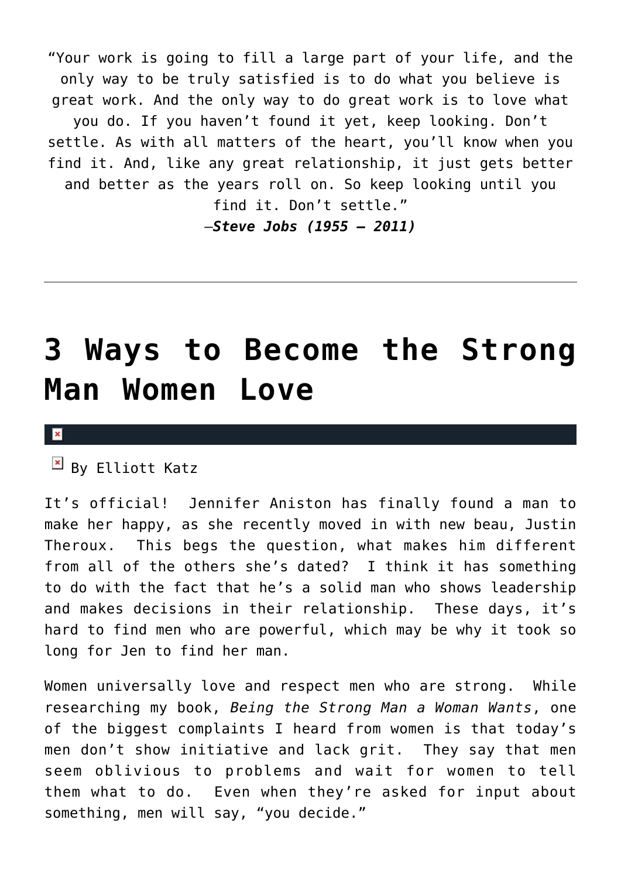"Your work is going to fill a large part of your life, and the only way to be truly satisfied is to do what you believe is great work. And the only way to do great work is to love what you do. If you haven't found it yet, keep looking. Don't settle. As with all matters of the heart, you'll know when you find it. And, like any great relationship, it just gets better and better as the years roll on. So keep looking until you find it. Don't settle."
—***Steve Jobs (1955 – 2011)***

---

# 3 Ways to Become the Strong Man Women Love

By Elliott Katz

It's official!  Jennifer Aniston has finally found a man to make her happy, as she recently moved in with new beau, Justin Theroux.  This begs the question, what makes him different from all of the others she's dated?  I think it has something to do with the fact that he's a solid man who shows leadership and makes decisions in their relationship.  These days, it's hard to find men who are powerful, which may be why it took so long for Jen to find her man.

Women universally love and respect men who are strong.  While researching my book, *Being the Strong Man a Woman Wants*, one of the biggest complaints I heard from women is that today's men don't show initiative and lack grit.  They say that men seem oblivious to problems and wait for women to tell them what to do.  Even when they're asked for input about something, men will say, "you decide."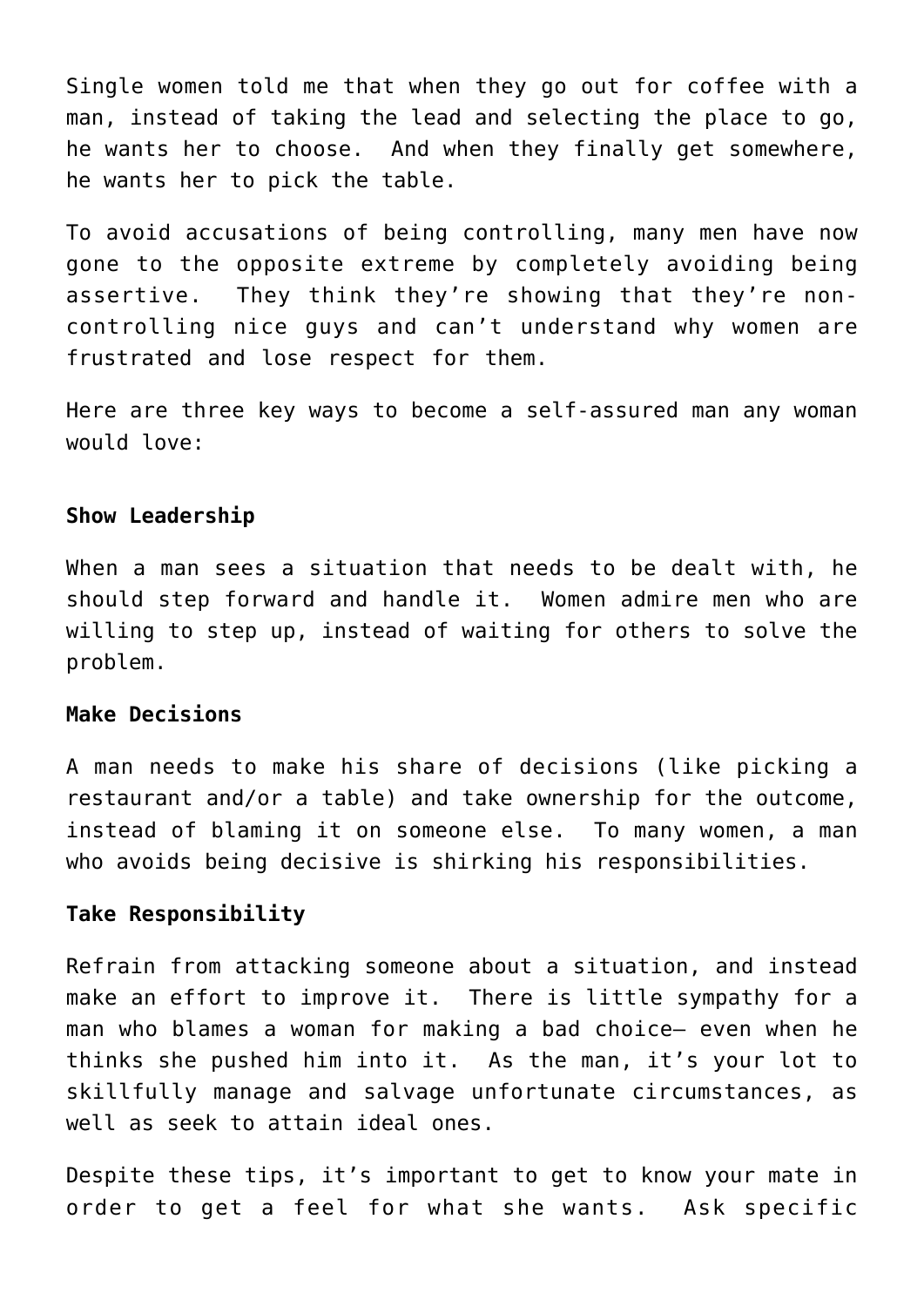Single women told me that when they go out for coffee with a man, instead of taking the lead and selecting the place to go, he wants her to choose.  And when they finally get somewhere, he wants her to pick the table.

To avoid accusations of being controlling, many men have now gone to the opposite extreme by completely avoiding being assertive.  They think they're showing that they're non-controlling nice guys and can't understand why women are frustrated and lose respect for them.

Here are three key ways to become a self-assured man any woman would love:

**Show Leadership**

When a man sees a situation that needs to be dealt with, he should step forward and handle it.  Women admire men who are willing to step up, instead of waiting for others to solve the problem.

**Make Decisions**

A man needs to make his share of decisions (like picking a restaurant and/or a table) and take ownership for the outcome, instead of blaming it on someone else.  To many women, a man who avoids being decisive is shirking his responsibilities.

**Take Responsibility**

Refrain from attacking someone about a situation, and instead make an effort to improve it.  There is little sympathy for a man who blames a woman for making a bad choice– even when he thinks she pushed him into it.  As the man, it's your lot to skillfully manage and salvage unfortunate circumstances, as well as seek to attain ideal ones.

Despite these tips, it's important to get to know your mate in order to get a feel for what she wants.  Ask specific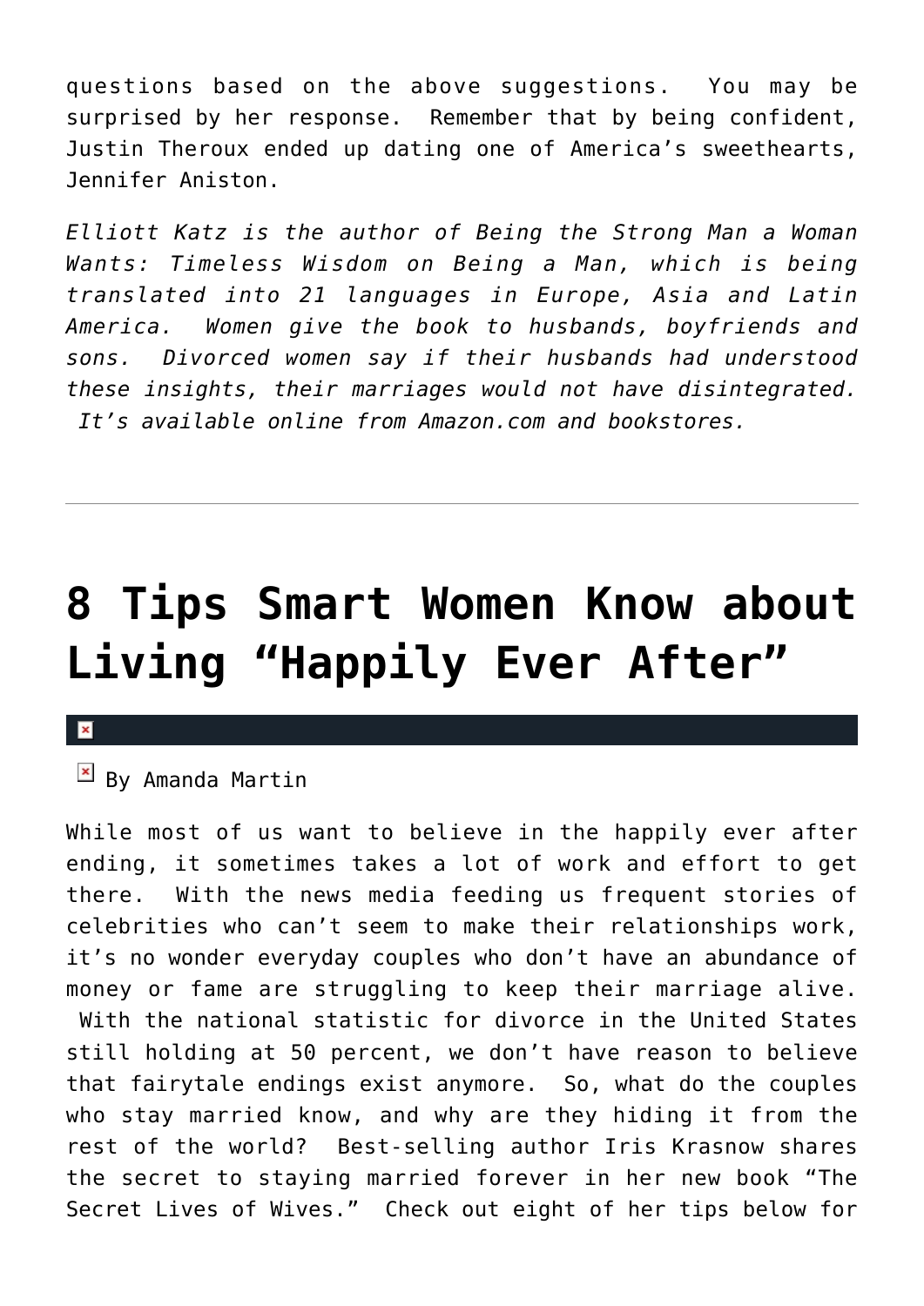questions based on the above suggestions. You may be surprised by her response. Remember that by being confident, Justin Theroux ended up dating one of America's sweethearts, Jennifer Aniston.

*Elliott Katz is the author of Being the Strong Man a Woman Wants: Timeless Wisdom on Being a Man, which is being translated into 21 languages in Europe, Asia and Latin America. Women give the book to husbands, boyfriends and sons. Divorced women say if their husbands had understood these insights, their marriages would not have disintegrated. It's available online from Amazon.com and bookstores.*

---

# 8 Tips Smart Women Know about Living "Happily Ever After"

By Amanda Martin

While most of us want to believe in the happily ever after ending, it sometimes takes a lot of work and effort to get there. With the news media feeding us frequent stories of celebrities who can't seem to make their relationships work, it's no wonder everyday couples who don't have an abundance of money or fame are struggling to keep their marriage alive. With the national statistic for divorce in the United States still holding at 50 percent, we don't have reason to believe that fairytale endings exist anymore. So, what do the couples who stay married know, and why are they hiding it from the rest of the world? Best-selling author Iris Krasnow shares the secret to staying married forever in her new book "The Secret Lives of Wives." Check out eight of her tips below for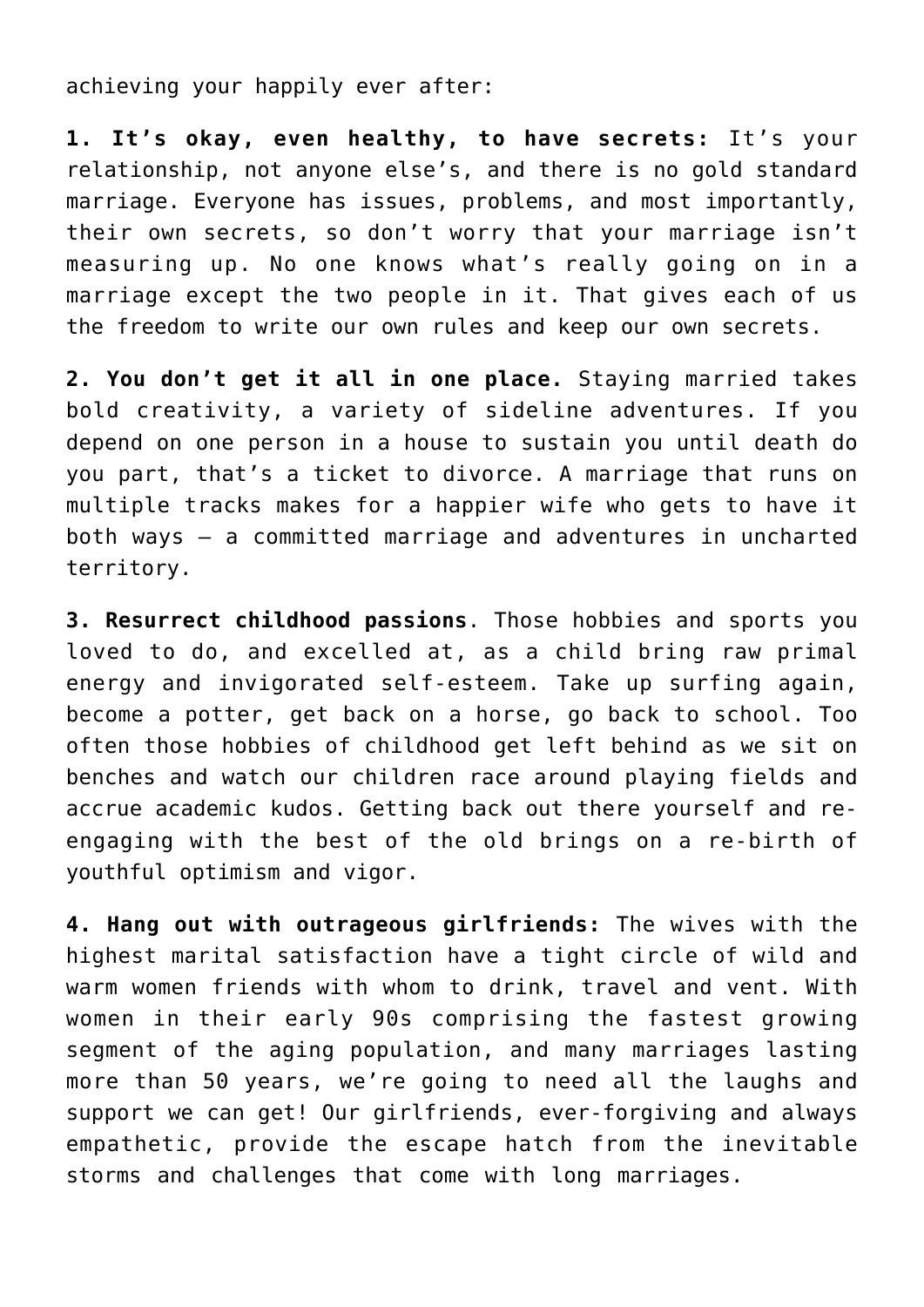achieving your happily ever after:

**1. It's okay, even healthy, to have secrets:** It's your relationship, not anyone else's, and there is no gold standard marriage. Everyone has issues, problems, and most importantly, their own secrets, so don't worry that your marriage isn't measuring up. No one knows what's really going on in a marriage except the two people in it. That gives each of us the freedom to write our own rules and keep our own secrets.

**2. You don't get it all in one place.** Staying married takes bold creativity, a variety of sideline adventures. If you depend on one person in a house to sustain you until death do you part, that's a ticket to divorce. A marriage that runs on multiple tracks makes for a happier wife who gets to have it both ways – a committed marriage and adventures in uncharted territory.

**3. Resurrect childhood passions**. Those hobbies and sports you loved to do, and excelled at, as a child bring raw primal energy and invigorated self-esteem. Take up surfing again, become a potter, get back on a horse, go back to school. Too often those hobbies of childhood get left behind as we sit on benches and watch our children race around playing fields and accrue academic kudos. Getting back out there yourself and re-engaging with the best of the old brings on a re-birth of youthful optimism and vigor.

**4. Hang out with outrageous girlfriends:** The wives with the highest marital satisfaction have a tight circle of wild and warm women friends with whom to drink, travel and vent. With women in their early 90s comprising the fastest growing segment of the aging population, and many marriages lasting more than 50 years, we're going to need all the laughs and support we can get! Our girlfriends, ever-forgiving and always empathetic, provide the escape hatch from the inevitable storms and challenges that come with long marriages.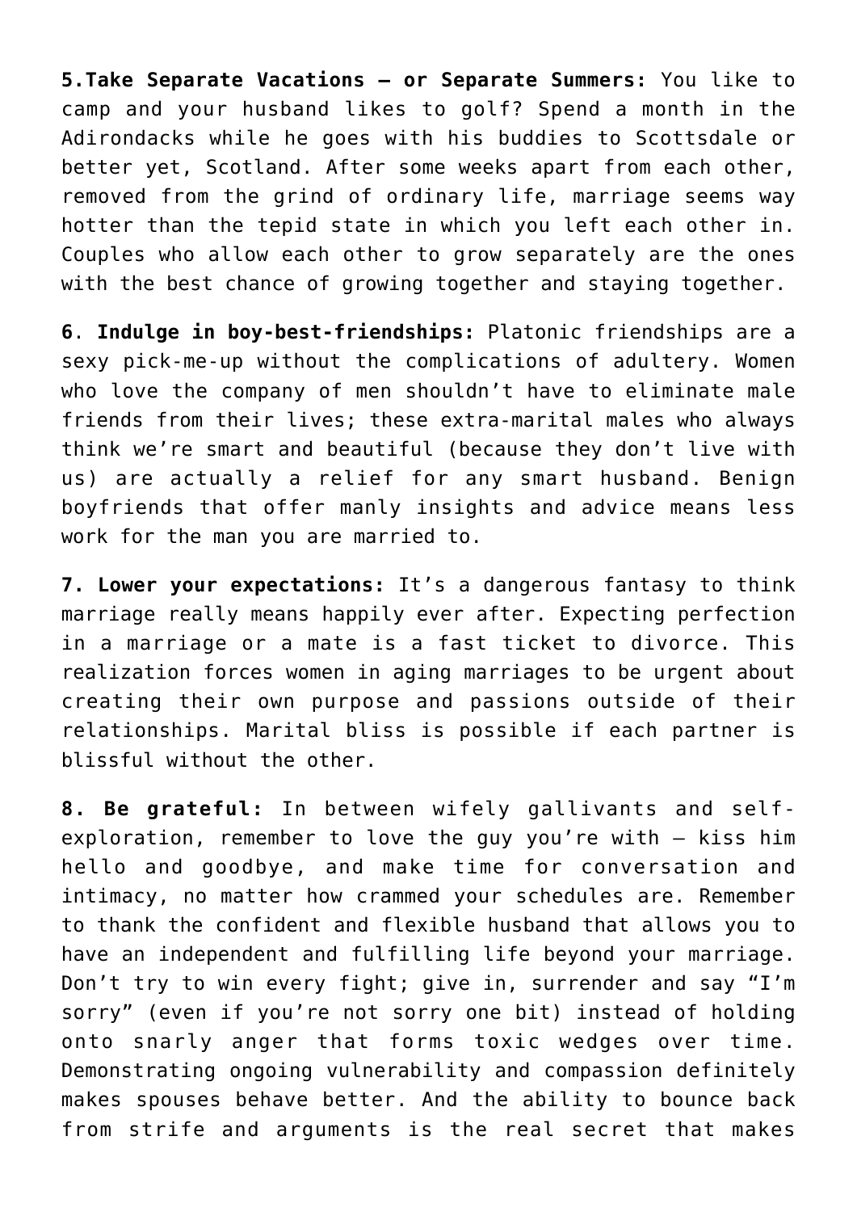**5.Take Separate Vacations – or Separate Summers:** You like to camp and your husband likes to golf? Spend a month in the Adirondacks while he goes with his buddies to Scottsdale or better yet, Scotland. After some weeks apart from each other, removed from the grind of ordinary life, marriage seems way hotter than the tepid state in which you left each other in. Couples who allow each other to grow separately are the ones with the best chance of growing together and staying together.

**6**. **Indulge in boy-best-friendships:** Platonic friendships are a sexy pick-me-up without the complications of adultery. Women who love the company of men shouldn't have to eliminate male friends from their lives; these extra-marital males who always think we're smart and beautiful (because they don't live with us) are actually a relief for any smart husband. Benign boyfriends that offer manly insights and advice means less work for the man you are married to.

**7. Lower your expectations:** It's a dangerous fantasy to think marriage really means happily ever after. Expecting perfection in a marriage or a mate is a fast ticket to divorce. This realization forces women in aging marriages to be urgent about creating their own purpose and passions outside of their relationships. Marital bliss is possible if each partner is blissful without the other.

**8. Be grateful:** In between wifely gallivants and self-exploration, remember to love the guy you're with – kiss him hello and goodbye, and make time for conversation and intimacy, no matter how crammed your schedules are. Remember to thank the confident and flexible husband that allows you to have an independent and fulfilling life beyond your marriage. Don't try to win every fight; give in, surrender and say "I'm sorry" (even if you're not sorry one bit) instead of holding onto snarly anger that forms toxic wedges over time. Demonstrating ongoing vulnerability and compassion definitely makes spouses behave better. And the ability to bounce back from strife and arguments is the real secret that makes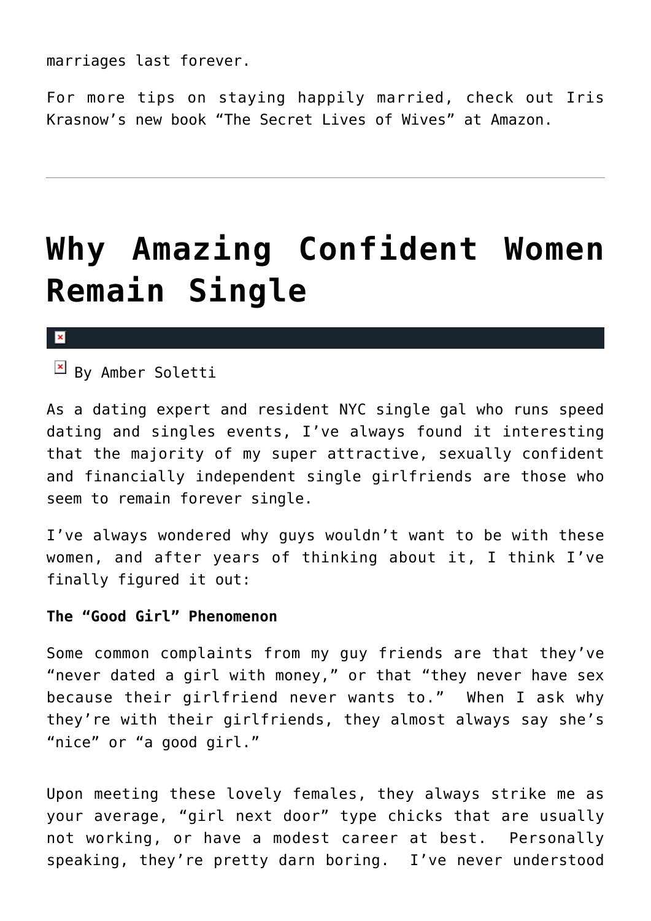marriages last forever.

For more tips on staying happily married, check out Iris Krasnow's new book "The Secret Lives of Wives" at Amazon.

---

# Why Amazing Confident Women Remain Single

By Amber Soletti

As a dating expert and resident NYC single gal who runs speed dating and singles events, I've always found it interesting that the majority of my super attractive, sexually confident and financially independent single girlfriends are those who seem to remain forever single.

I've always wondered why guys wouldn't want to be with these women, and after years of thinking about it, I think I've finally figured it out:

**The "Good Girl" Phenomenon**

Some common complaints from my guy friends are that they've "never dated a girl with money," or that "they never have sex because their girlfriend never wants to." When I ask why they're with their girlfriends, they almost always say she's "nice" or "a good girl."

Upon meeting these lovely females, they always strike me as your average, "girl next door" type chicks that are usually not working, or have a modest career at best. Personally speaking, they're pretty darn boring. I've never understood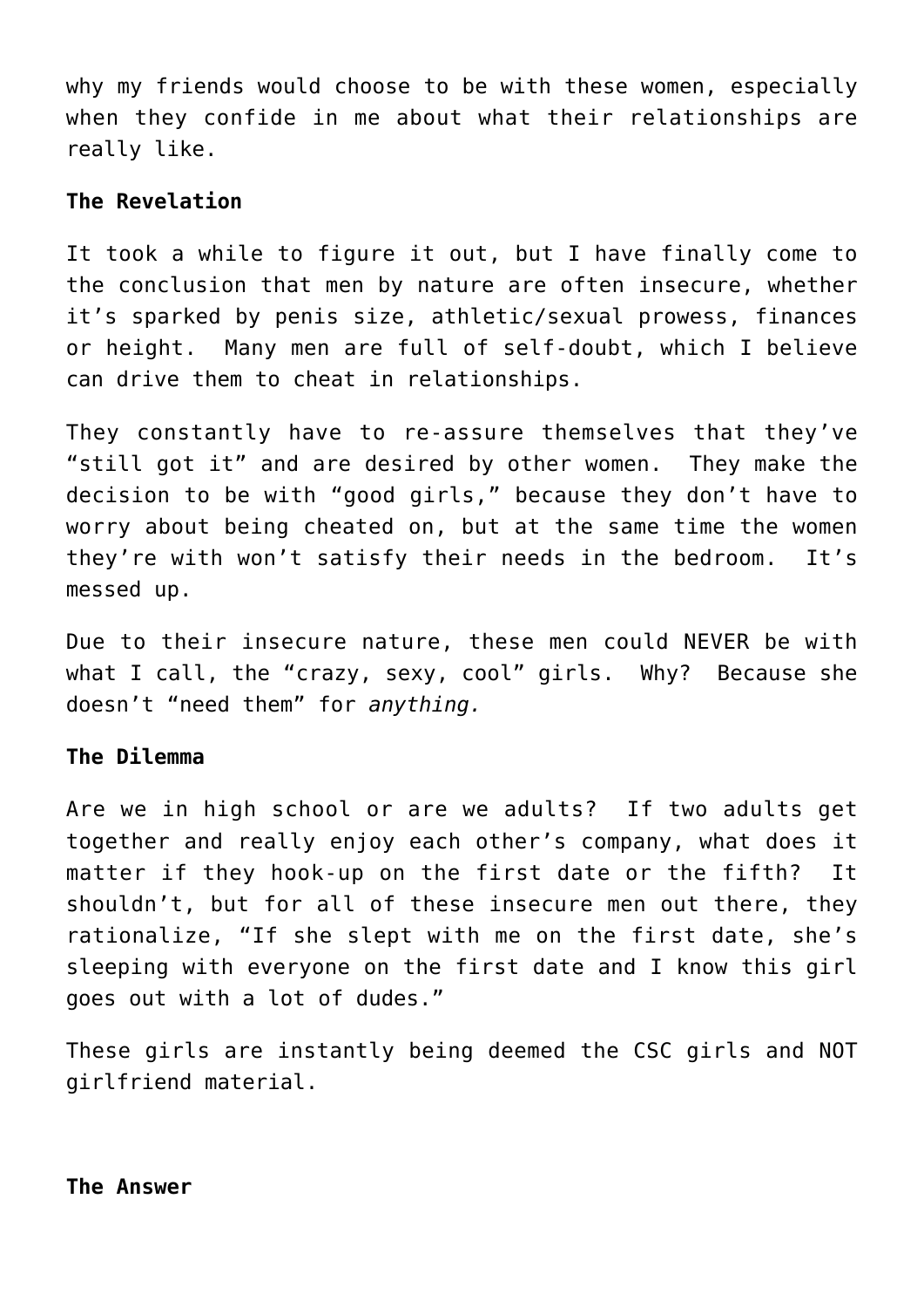why my friends would choose to be with these women, especially when they confide in me about what their relationships are really like.

**The Revelation**

It took a while to figure it out, but I have finally come to the conclusion that men by nature are often insecure, whether it's sparked by penis size, athletic/sexual prowess, finances or height.  Many men are full of self-doubt, which I believe can drive them to cheat in relationships.

They constantly have to re-assure themselves that they've "still got it" and are desired by other women.  They make the decision to be with "good girls," because they don't have to worry about being cheated on, but at the same time the women they're with won't satisfy their needs in the bedroom.  It's messed up.

Due to their insecure nature, these men could NEVER be with what I call, the "crazy, sexy, cool" girls.  Why?  Because she doesn't "need them" for *anything.*

**The Dilemma**

Are we in high school or are we adults?  If two adults get together and really enjoy each other's company, what does it matter if they hook-up on the first date or the fifth?  It shouldn't, but for all of these insecure men out there, they rationalize, "If she slept with me on the first date, she's sleeping with everyone on the first date and I know this girl goes out with a lot of dudes."

These girls are instantly being deemed the CSC girls and NOT girlfriend material.

**The Answer**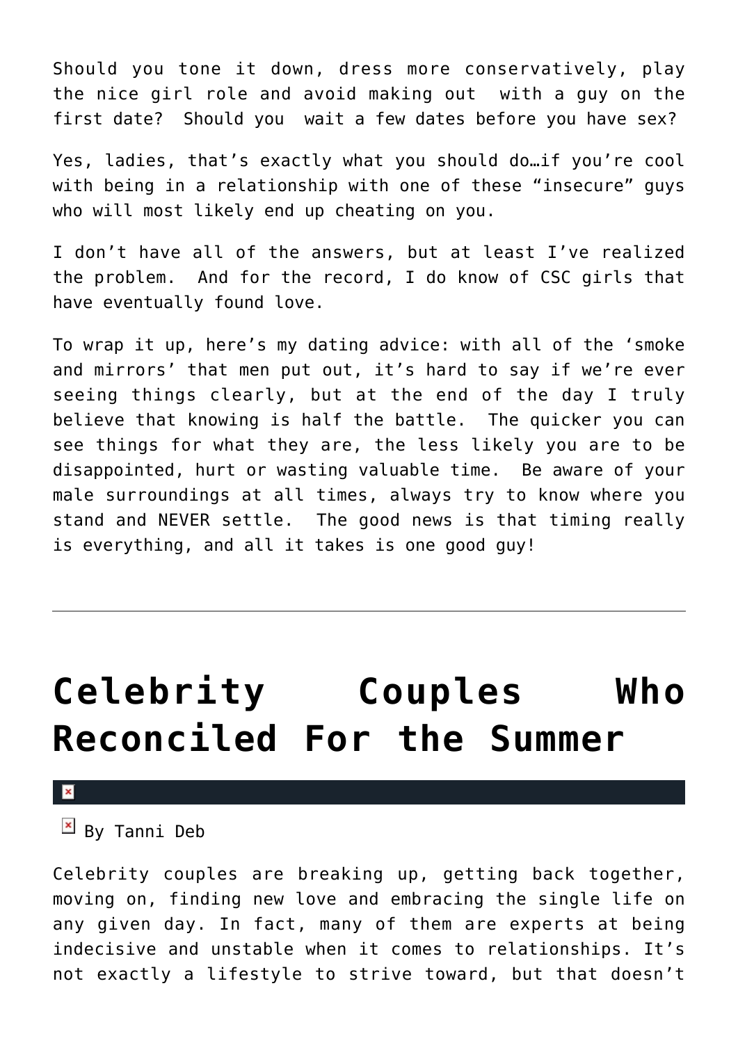Should you tone it down, dress more conservatively, play the nice girl role and avoid making out with a guy on the first date? Should you wait a few dates before you have sex?

Yes, ladies, that's exactly what you should do…if you're cool with being in a relationship with one of these "insecure" guys who will most likely end up cheating on you.

I don't have all of the answers, but at least I've realized the problem. And for the record, I do know of CSC girls that have eventually found love.

To wrap it up, here's my dating advice: with all of the 'smoke and mirrors' that men put out, it's hard to say if we're ever seeing things clearly, but at the end of the day I truly believe that knowing is half the battle. The quicker you can see things for what they are, the less likely you are to be disappointed, hurt or wasting valuable time. Be aware of your male surroundings at all times, always try to know where you stand and NEVER settle. The good news is that timing really is everything, and all it takes is one good guy!

---

# Celebrity Couples Who Reconciled For the Summer

By Tanni Deb

Celebrity couples are breaking up, getting back together, moving on, finding new love and embracing the single life on any given day. In fact, many of them are experts at being indecisive and unstable when it comes to relationships. It's not exactly a lifestyle to strive toward, but that doesn't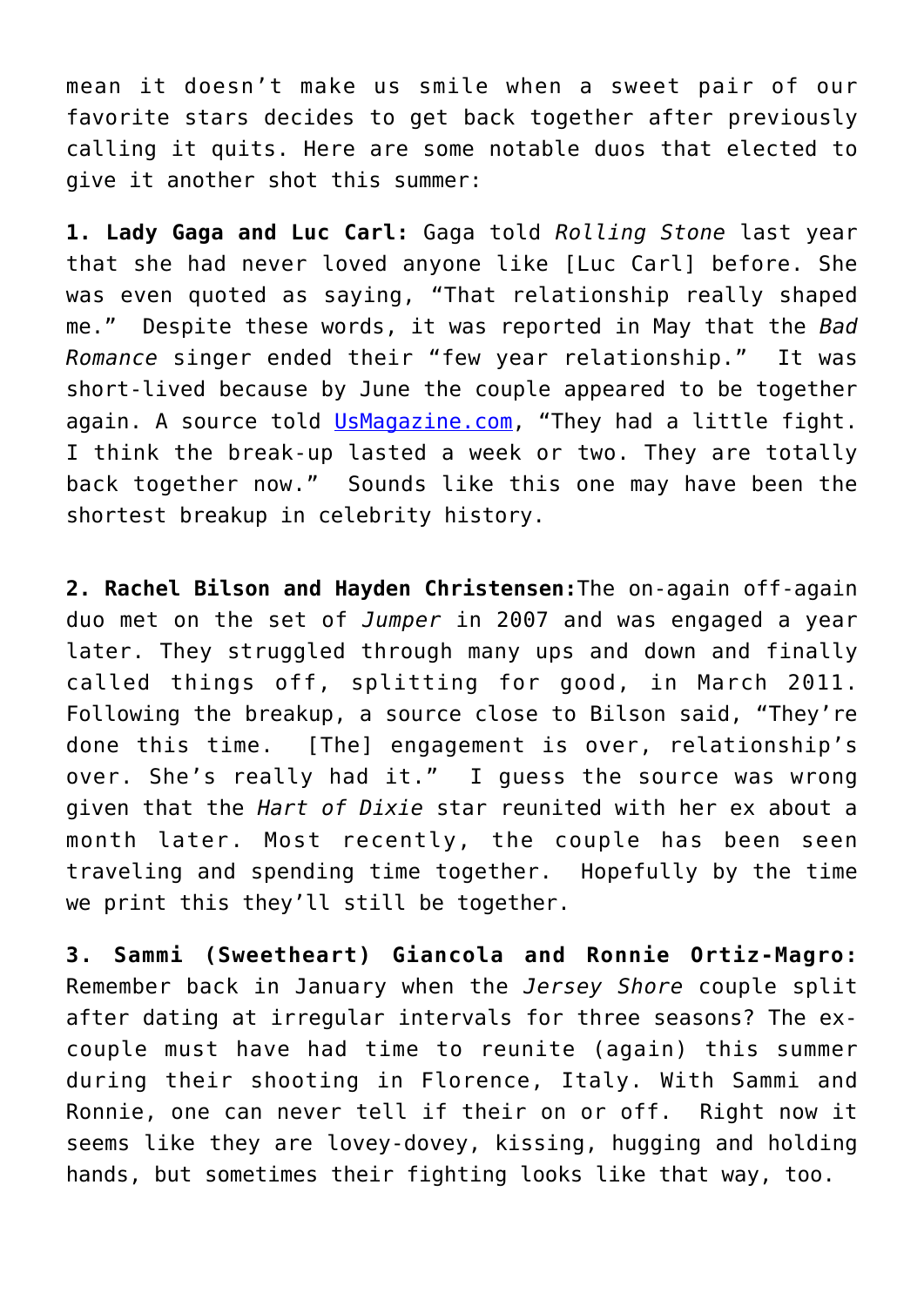mean it doesn't make us smile when a sweet pair of our favorite stars decides to get back together after previously calling it quits. Here are some notable duos that elected to give it another shot this summer:

**1. Lady Gaga and Luc Carl:** Gaga told *Rolling Stone* last year that she had never loved anyone like [Luc Carl] before. She was even quoted as saying, "That relationship really shaped me." Despite these words, it was reported in May that the *Bad Romance* singer ended their "few year relationship." It was short-lived because by June the couple appeared to be together again. A source told UsMagazine.com, "They had a little fight. I think the break-up lasted a week or two. They are totally back together now." Sounds like this one may have been the shortest breakup in celebrity history.

**2. Rachel Bilson and Hayden Christensen:**The on-again off-again duo met on the set of *Jumper* in 2007 and was engaged a year later. They struggled through many ups and down and finally called things off, splitting for good, in March 2011. Following the breakup, a source close to Bilson said, "They're done this time. [The] engagement is over, relationship's over. She's really had it." I guess the source was wrong given that the *Hart of Dixie* star reunited with her ex about a month later. Most recently, the couple has been seen traveling and spending time together. Hopefully by the time we print this they'll still be together.

**3. Sammi (Sweetheart) Giancola and Ronnie Ortiz-Magro:** Remember back in January when the *Jersey Shore* couple split after dating at irregular intervals for three seasons? The ex-couple must have had time to reunite (again) this summer during their shooting in Florence, Italy. With Sammi and Ronnie, one can never tell if their on or off. Right now it seems like they are lovey-dovey, kissing, hugging and holding hands, but sometimes their fighting looks like that way, too.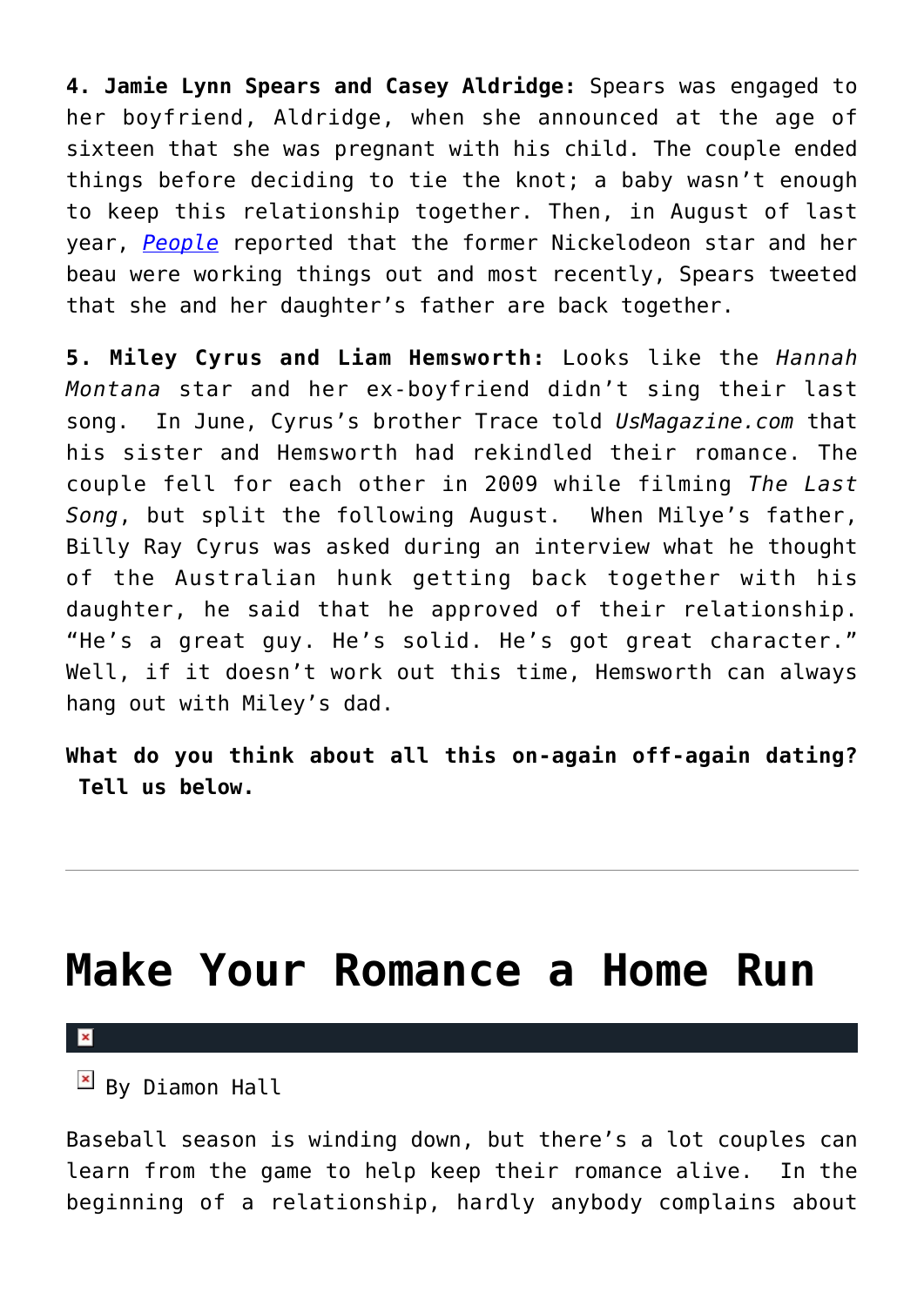**4. Jamie Lynn Spears and Casey Aldridge:** Spears was engaged to her boyfriend, Aldridge, when she announced at the age of sixteen that she was pregnant with his child. The couple ended things before deciding to tie the knot; a baby wasn't enough to keep this relationship together. Then, in August of last year, *People* reported that the former Nickelodeon star and her beau were working things out and most recently, Spears tweeted that she and her daughter's father are back together.

**5. Miley Cyrus and Liam Hemsworth:** Looks like the *Hannah Montana* star and her ex-boyfriend didn't sing their last song. In June, Cyrus's brother Trace told *UsMagazine.com* that his sister and Hemsworth had rekindled their romance. The couple fell for each other in 2009 while filming *The Last Song*, but split the following August. When Milye's father, Billy Ray Cyrus was asked during an interview what he thought of the Australian hunk getting back together with his daughter, he said that he approved of their relationship. "He's a great guy. He's solid. He's got great character." Well, if it doesn't work out this time, Hemsworth can always hang out with Miley's dad.

**What do you think about all this on-again off-again dating? Tell us below.**

---

# Make Your Romance a Home Run

By Diamon Hall

Baseball season is winding down, but there's a lot couples can learn from the game to help keep their romance alive. In the beginning of a relationship, hardly anybody complains about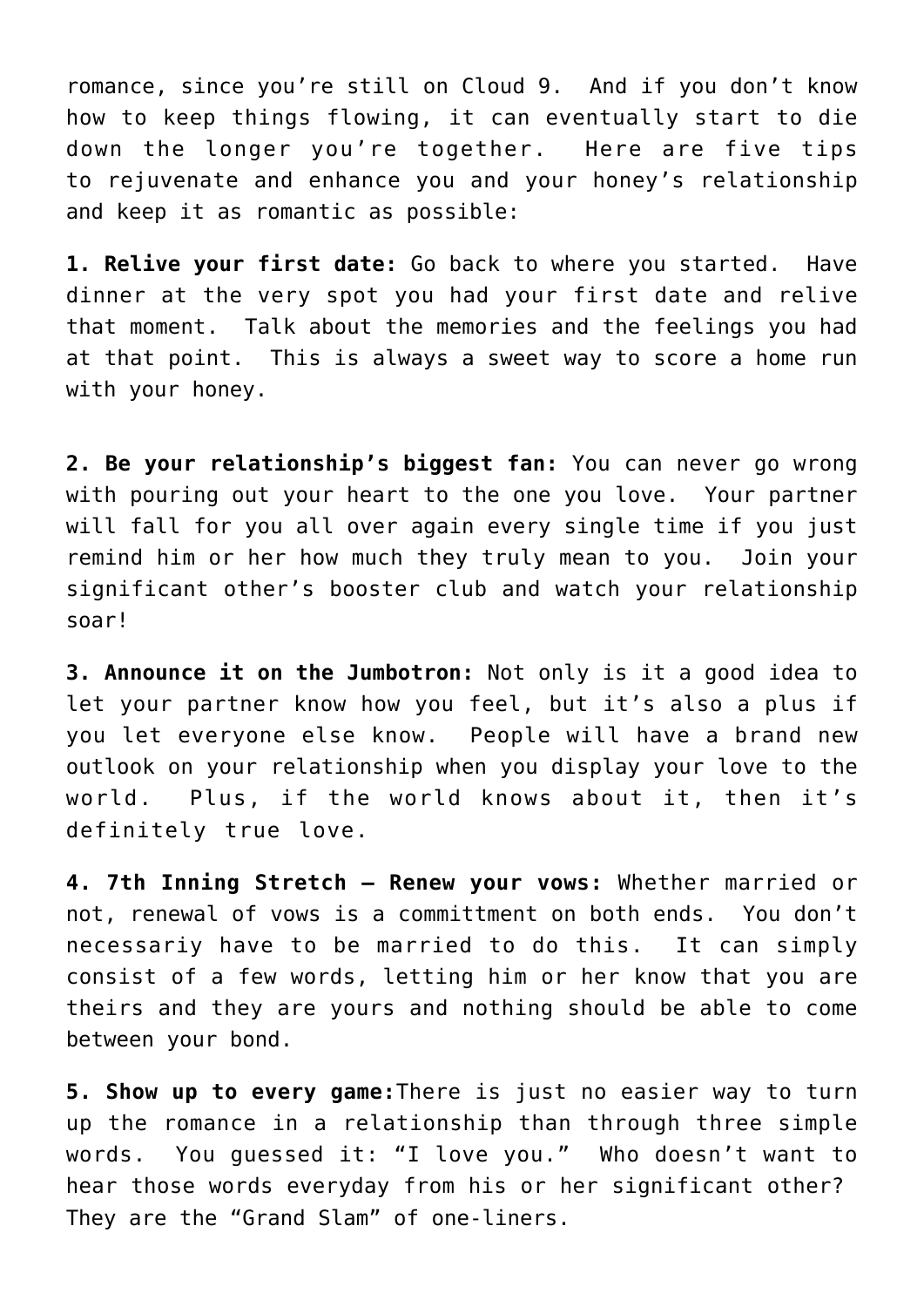romance, since you're still on Cloud 9. And if you don't know how to keep things flowing, it can eventually start to die down the longer you're together. Here are five tips to rejuvenate and enhance you and your honey's relationship and keep it as romantic as possible:

**1. Relive your first date:** Go back to where you started. Have dinner at the very spot you had your first date and relive that moment. Talk about the memories and the feelings you had at that point. This is always a sweet way to score a home run with your honey.

**2. Be your relationship's biggest fan:** You can never go wrong with pouring out your heart to the one you love. Your partner will fall for you all over again every single time if you just remind him or her how much they truly mean to you. Join your significant other's booster club and watch your relationship soar!

**3. Announce it on the Jumbotron:** Not only is it a good idea to let your partner know how you feel, but it's also a plus if you let everyone else know. People will have a brand new outlook on your relationship when you display your love to the world. Plus, if the world knows about it, then it's definitely true love.

**4. 7th Inning Stretch – Renew your vows:** Whether married or not, renewal of vows is a committment on both ends. You don't necessariy have to be married to do this. It can simply consist of a few words, letting him or her know that you are theirs and they are yours and nothing should be able to come between your bond.

**5. Show up to every game:**There is just no easier way to turn up the romance in a relationship than through three simple words. You guessed it: "I love you." Who doesn't want to hear those words everyday from his or her significant other? They are the "Grand Slam" of one-liners.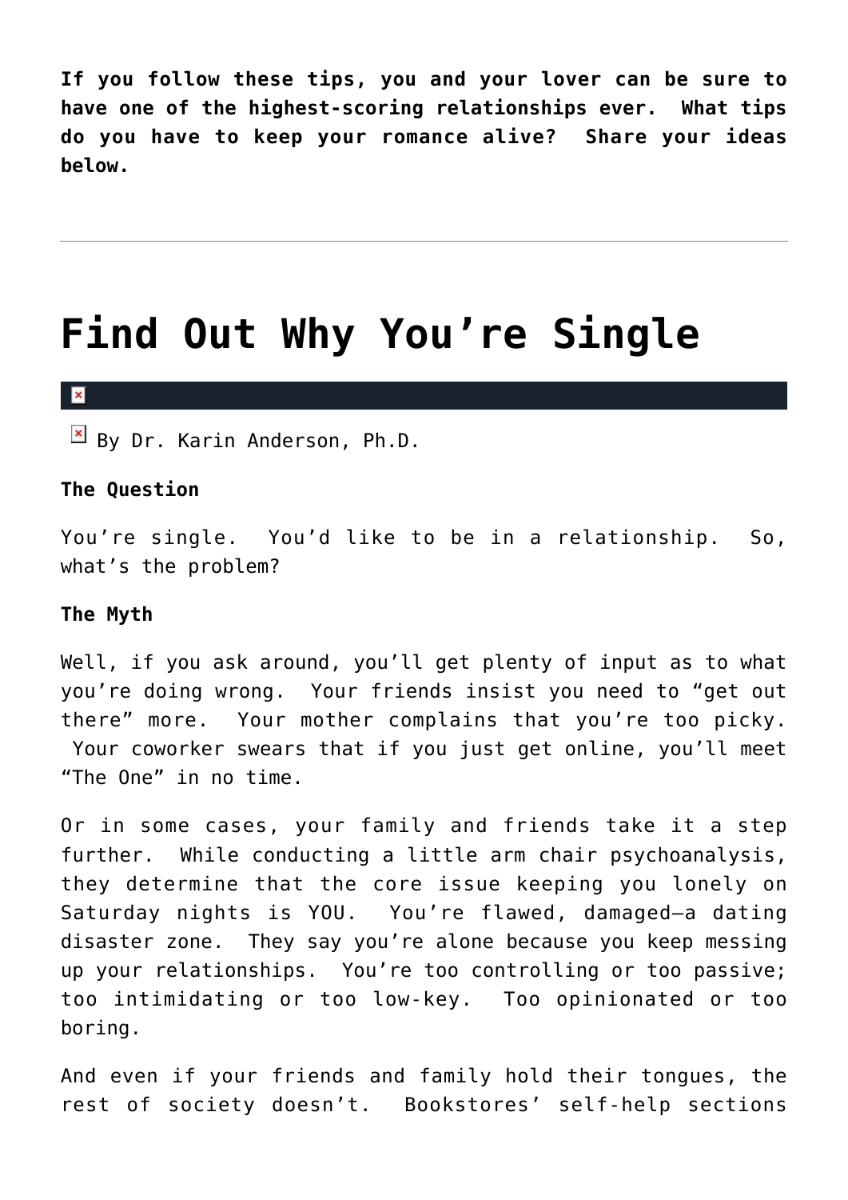**If you follow these tips, you and your lover can be sure to have one of the highest-scoring relationships ever. What tips do you have to keep your romance alive? Share your ideas below.**

---

# Find Out Why You're Single

By Dr. Karin Anderson, Ph.D.

**The Question**

You're single. You'd like to be in a relationship. So, what's the problem?

**The Myth**

Well, if you ask around, you'll get plenty of input as to what you're doing wrong. Your friends insist you need to "get out there" more. Your mother complains that you're too picky. Your coworker swears that if you just get online, you'll meet "The One" in no time.

Or in some cases, your family and friends take it a step further. While conducting a little arm chair psychoanalysis, they determine that the core issue keeping you lonely on Saturday nights is YOU. You're flawed, damaged—a dating disaster zone. They say you're alone because you keep messing up your relationships. You're too controlling or too passive; too intimidating or too low-key. Too opinionated or too boring.

And even if your friends and family hold their tongues, the rest of society doesn't. Bookstores' self-help sections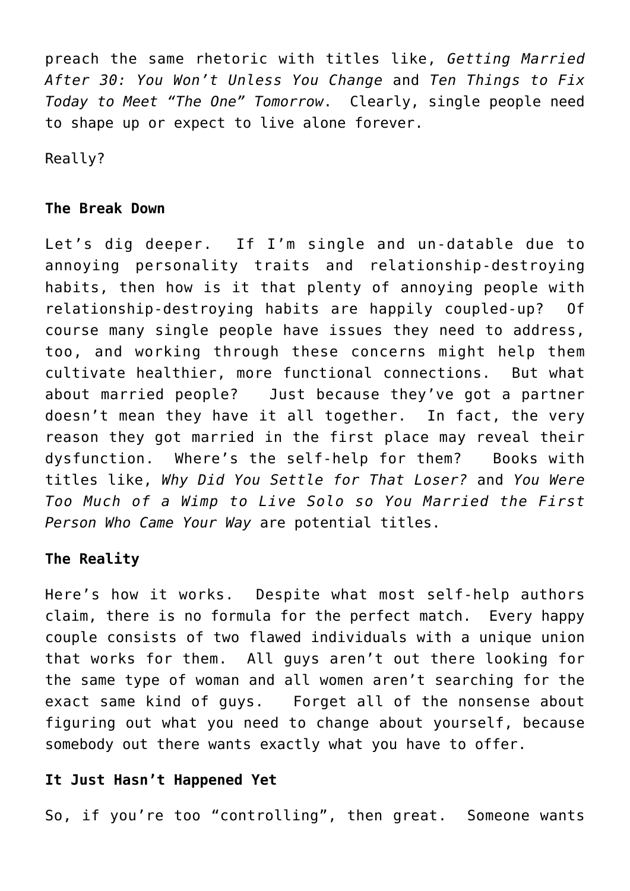preach the same rhetoric with titles like, *Getting Married After 30: You Won't Unless You Change* and *Ten Things to Fix Today to Meet "The One" Tomorrow*. Clearly, single people need to shape up or expect to live alone forever.

Really?

**The Break Down**

Let's dig deeper. If I'm single and un-datable due to annoying personality traits and relationship-destroying habits, then how is it that plenty of annoying people with relationship-destroying habits are happily coupled-up? Of course many single people have issues they need to address, too, and working through these concerns might help them cultivate healthier, more functional connections. But what about married people? Just because they've got a partner doesn't mean they have it all together. In fact, the very reason they got married in the first place may reveal their dysfunction. Where's the self-help for them? Books with titles like, *Why Did You Settle for That Loser?* and *You Were Too Much of a Wimp to Live Solo so You Married the First Person Who Came Your Way* are potential titles.

**The Reality**

Here's how it works. Despite what most self-help authors claim, there is no formula for the perfect match. Every happy couple consists of two flawed individuals with a unique union that works for them. All guys aren't out there looking for the same type of woman and all women aren't searching for the exact same kind of guys. Forget all of the nonsense about figuring out what you need to change about yourself, because somebody out there wants exactly what you have to offer.

**It Just Hasn't Happened Yet**

So, if you're too "controlling", then great. Someone wants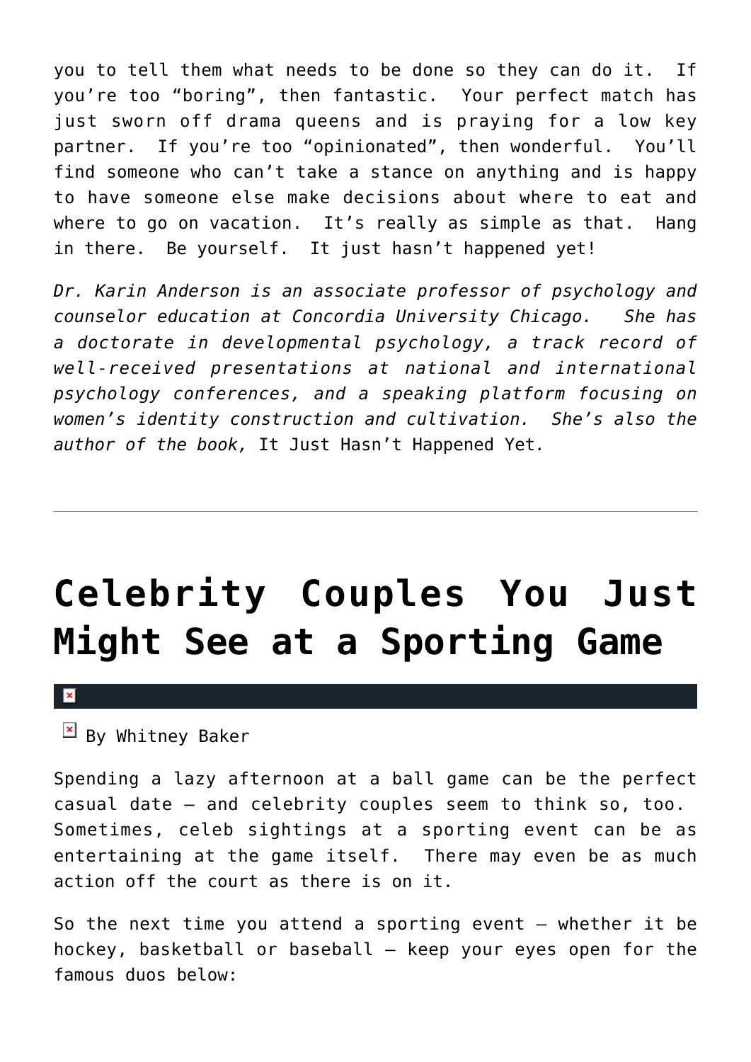you to tell them what needs to be done so they can do it. If you're too "boring", then fantastic. Your perfect match has just sworn off drama queens and is praying for a low key partner. If you're too "opinionated", then wonderful. You'll find someone who can't take a stance on anything and is happy to have someone else make decisions about where to eat and where to go on vacation. It's really as simple as that. Hang in there. Be yourself. It just hasn't happened yet!

*Dr. Karin Anderson is an associate professor of psychology and counselor education at Concordia University Chicago. She has a doctorate in developmental psychology, a track record of well-received presentations at national and international psychology conferences, and a speaking platform focusing on women's identity construction and cultivation. She's also the author of the book,* It Just Hasn't Happened Yet*.*

---

# Celebrity Couples You Just Might See at a Sporting Game

By Whitney Baker

Spending a lazy afternoon at a ball game can be the perfect casual date – and celebrity couples seem to think so, too. Sometimes, celeb sightings at a sporting event can be as entertaining at the game itself. There may even be as much action off the court as there is on it.

So the next time you attend a sporting event – whether it be hockey, basketball or baseball – keep your eyes open for the famous duos below: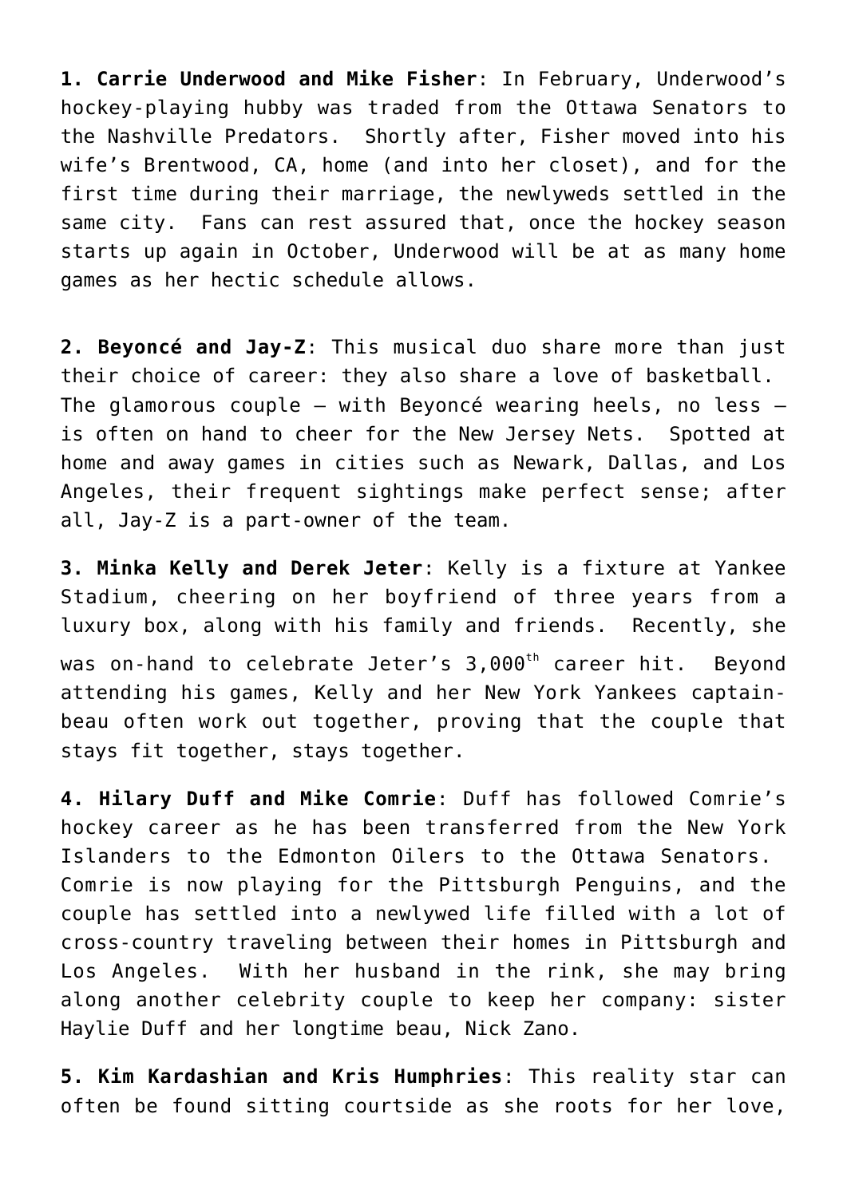**1. Carrie Underwood and Mike Fisher**: In February, Underwood's hockey-playing hubby was traded from the Ottawa Senators to the Nashville Predators. Shortly after, Fisher moved into his wife's Brentwood, CA, home (and into her closet), and for the first time during their marriage, the newlyweds settled in the same city. Fans can rest assured that, once the hockey season starts up again in October, Underwood will be at as many home games as her hectic schedule allows.

**2. Beyoncé and Jay-Z**: This musical duo share more than just their choice of career: they also share a love of basketball. The glamorous couple – with Beyoncé wearing heels, no less – is often on hand to cheer for the New Jersey Nets. Spotted at home and away games in cities such as Newark, Dallas, and Los Angeles, their frequent sightings make perfect sense; after all, Jay-Z is a part-owner of the team.

**3. Minka Kelly and Derek Jeter**: Kelly is a fixture at Yankee Stadium, cheering on her boyfriend of three years from a luxury box, along with his family and friends. Recently, she was on-hand to celebrate Jeter's 3,000th career hit. Beyond attending his games, Kelly and her New York Yankees captain-beau often work out together, proving that the couple that stays fit together, stays together.

**4. Hilary Duff and Mike Comrie**: Duff has followed Comrie's hockey career as he has been transferred from the New York Islanders to the Edmonton Oilers to the Ottawa Senators. Comrie is now playing for the Pittsburgh Penguins, and the couple has settled into a newlywed life filled with a lot of cross-country traveling between their homes in Pittsburgh and Los Angeles. With her husband in the rink, she may bring along another celebrity couple to keep her company: sister Haylie Duff and her longtime beau, Nick Zano.

**5. Kim Kardashian and Kris Humphries**: This reality star can often be found sitting courtside as she roots for her love,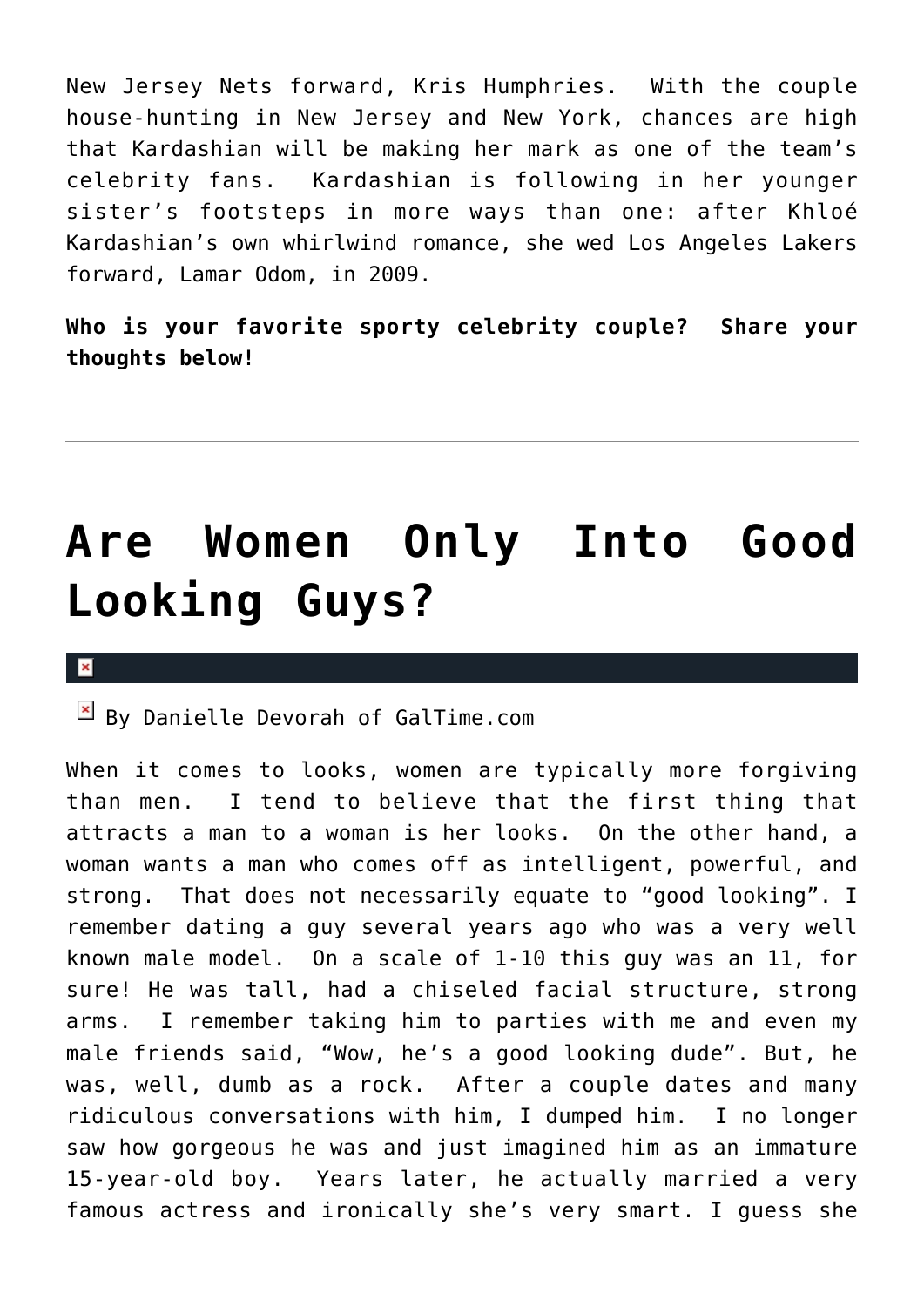New Jersey Nets forward, Kris Humphries. With the couple house-hunting in New Jersey and New York, chances are high that Kardashian will be making her mark as one of the team's celebrity fans. Kardashian is following in her younger sister's footsteps in more ways than one: after Khloé Kardashian's own whirlwind romance, she wed Los Angeles Lakers forward, Lamar Odom, in 2009.

**Who is your favorite sporty celebrity couple? Share your thoughts below!**

---

# Are Women Only Into Good Looking Guys?

By Danielle Devorah of GalTime.com

When it comes to looks, women are typically more forgiving than men. I tend to believe that the first thing that attracts a man to a woman is her looks. On the other hand, a woman wants a man who comes off as intelligent, powerful, and strong. That does not necessarily equate to "good looking". I remember dating a guy several years ago who was a very well known male model. On a scale of 1-10 this guy was an 11, for sure! He was tall, had a chiseled facial structure, strong arms. I remember taking him to parties with me and even my male friends said, "Wow, he's a good looking dude". But, he was, well, dumb as a rock. After a couple dates and many ridiculous conversations with him, I dumped him. I no longer saw how gorgeous he was and just imagined him as an immature 15-year-old boy. Years later, he actually married a very famous actress and ironically she's very smart. I guess she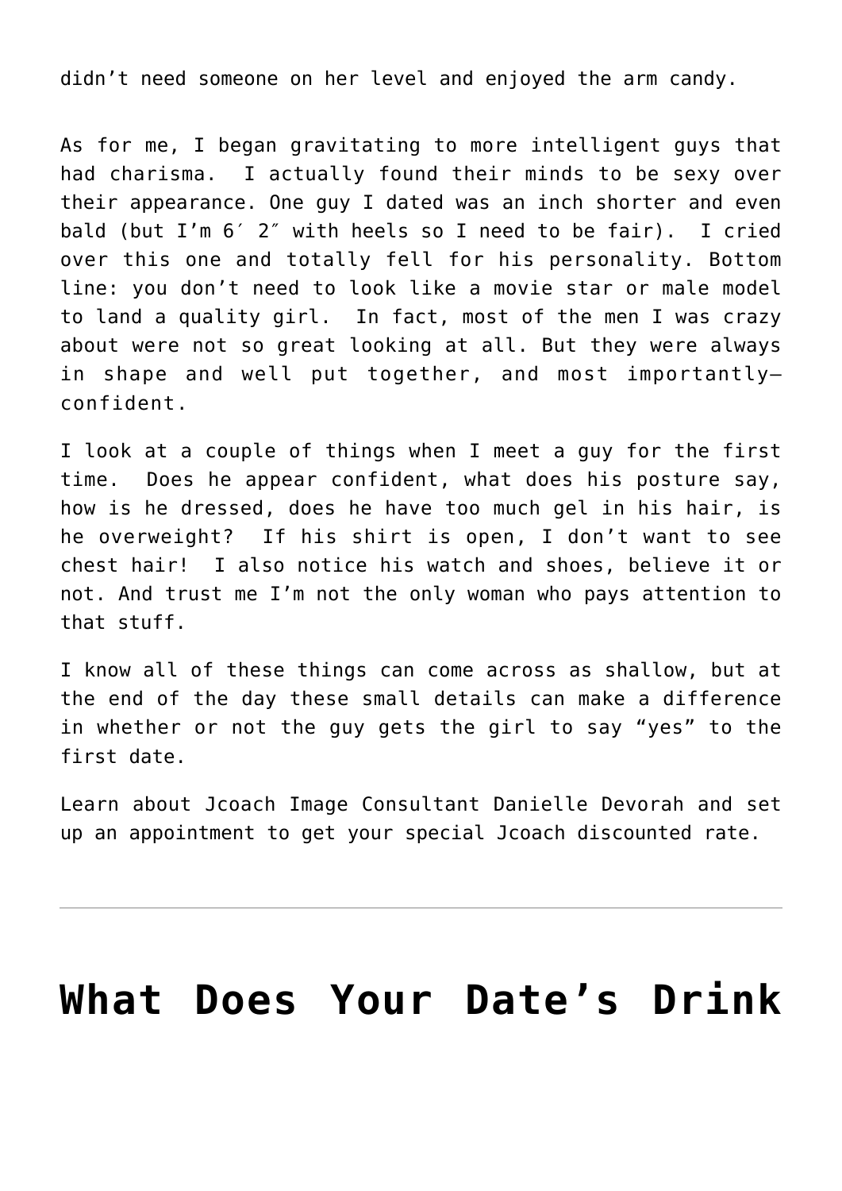didn't need someone on her level and enjoyed the arm candy.

As for me, I began gravitating to more intelligent guys that had charisma. I actually found their minds to be sexy over their appearance. One guy I dated was an inch shorter and even bald (but I'm 6′ 2″ with heels so I need to be fair). I cried over this one and totally fell for his personality. Bottom line: you don't need to look like a movie star or male model to land a quality girl. In fact, most of the men I was crazy about were not so great looking at all. But they were always in shape and well put together, and most importantly—confident.

I look at a couple of things when I meet a guy for the first time. Does he appear confident, what does his posture say, how is he dressed, does he have too much gel in his hair, is he overweight? If his shirt is open, I don't want to see chest hair! I also notice his watch and shoes, believe it or not. And trust me I'm not the only woman who pays attention to that stuff.

I know all of these things can come across as shallow, but at the end of the day these small details can make a difference in whether or not the guy gets the girl to say "yes" to the first date.

Learn about Jcoach Image Consultant Danielle Devorah and set up an appointment to get your special Jcoach discounted rate.

---

# What Does Your Date's Drink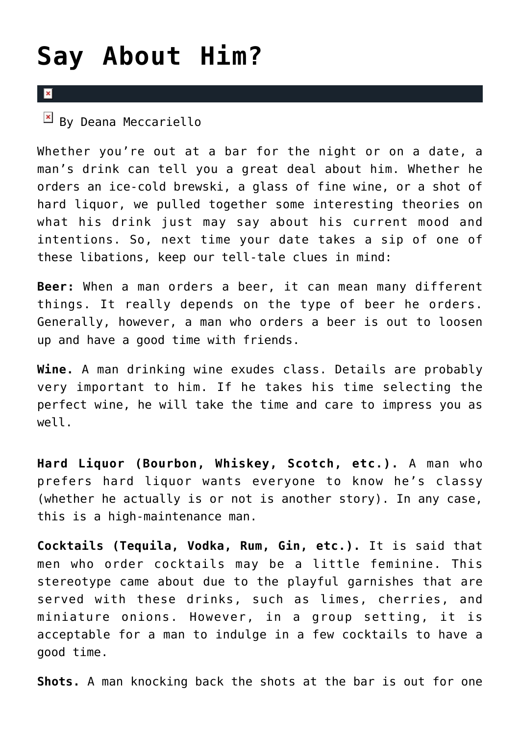# Say About Him?

By Deana Meccariello

Whether you're out at a bar for the night or on a date, a man's drink can tell you a great deal about him. Whether he orders an ice-cold brewski, a glass of fine wine, or a shot of hard liquor, we pulled together some interesting theories on what his drink just may say about his current mood and intentions. So, next time your date takes a sip of one of these libations, keep our tell-tale clues in mind:

**Beer:** When a man orders a beer, it can mean many different things. It really depends on the type of beer he orders. Generally, however, a man who orders a beer is out to loosen up and have a good time with friends.

**Wine.** A man drinking wine exudes class. Details are probably very important to him. If he takes his time selecting the perfect wine, he will take the time and care to impress you as well.

**Hard Liquor (Bourbon, Whiskey, Scotch, etc.).** A man who prefers hard liquor wants everyone to know he's classy (whether he actually is or not is another story). In any case, this is a high-maintenance man.

**Cocktails (Tequila, Vodka, Rum, Gin, etc.).** It is said that men who order cocktails may be a little feminine. This stereotype came about due to the playful garnishes that are served with these drinks, such as limes, cherries, and miniature onions. However, in a group setting, it is acceptable for a man to indulge in a few cocktails to have a good time.

**Shots.** A man knocking back the shots at the bar is out for one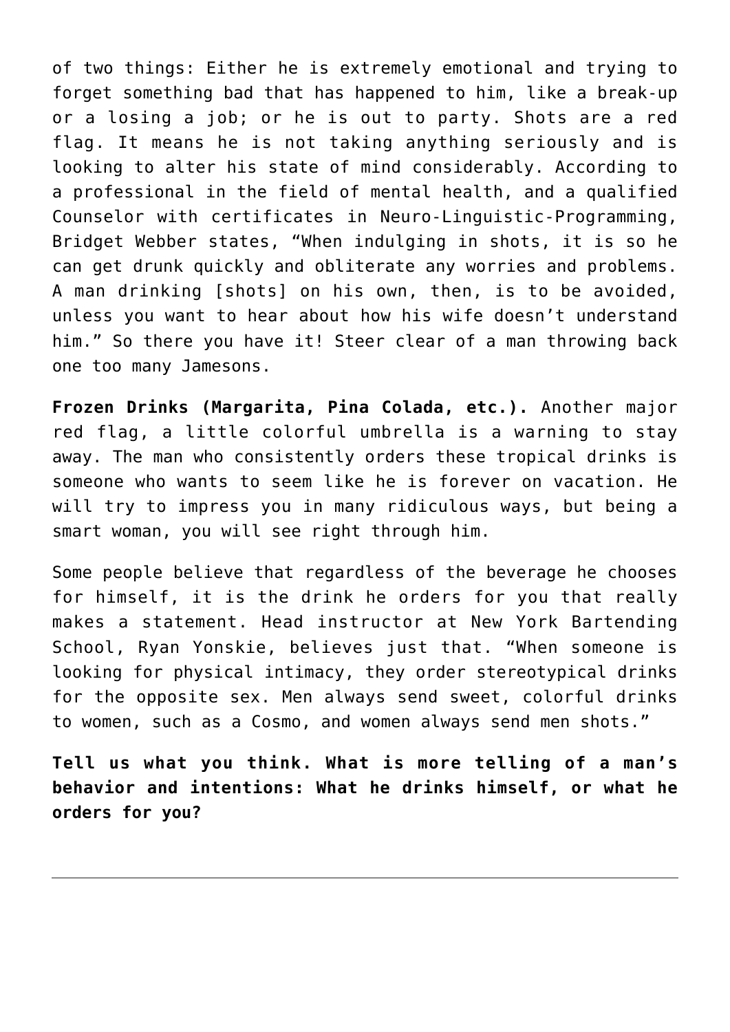of two things: Either he is extremely emotional and trying to forget something bad that has happened to him, like a break-up or a losing a job; or he is out to party. Shots are a red flag. It means he is not taking anything seriously and is looking to alter his state of mind considerably. According to a professional in the field of mental health, and a qualified Counselor with certificates in Neuro-Linguistic-Programming, Bridget Webber states, "When indulging in shots, it is so he can get drunk quickly and obliterate any worries and problems. A man drinking [shots] on his own, then, is to be avoided, unless you want to hear about how his wife doesn't understand him." So there you have it! Steer clear of a man throwing back one too many Jamesons.

**Frozen Drinks (Margarita, Pina Colada, etc.).** Another major red flag, a little colorful umbrella is a warning to stay away. The man who consistently orders these tropical drinks is someone who wants to seem like he is forever on vacation. He will try to impress you in many ridiculous ways, but being a smart woman, you will see right through him.

Some people believe that regardless of the beverage he chooses for himself, it is the drink he orders for you that really makes a statement. Head instructor at New York Bartending School, Ryan Yonskie, believes just that. "When someone is looking for physical intimacy, they order stereotypical drinks for the opposite sex. Men always send sweet, colorful drinks to women, such as a Cosmo, and women always send men shots."

**Tell us what you think. What is more telling of a man's behavior and intentions: What he drinks himself, or what he orders for you?**

---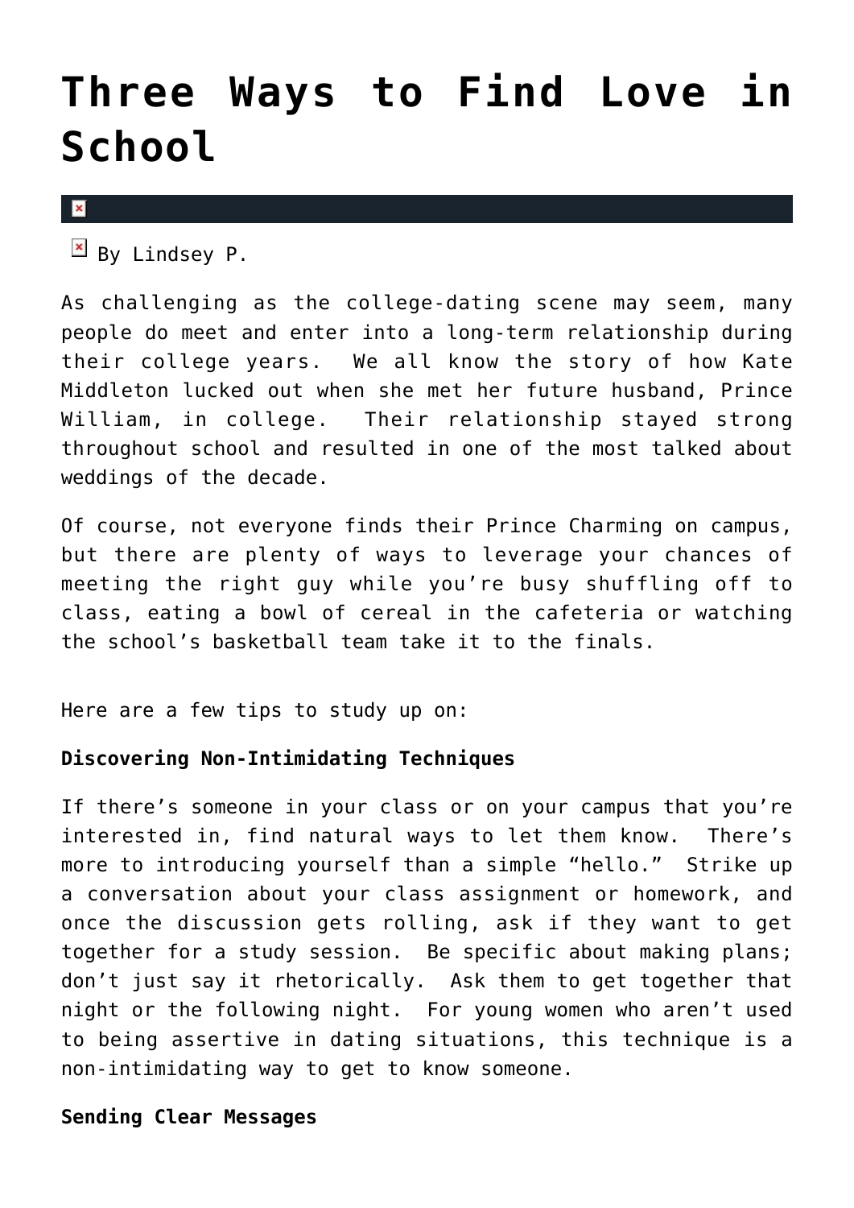# Three Ways to Find Love in School

By Lindsey P.

As challenging as the college-dating scene may seem, many people do meet and enter into a long-term relationship during their college years. We all know the story of how Kate Middleton lucked out when she met her future husband, Prince William, in college. Their relationship stayed strong throughout school and resulted in one of the most talked about weddings of the decade.

Of course, not everyone finds their Prince Charming on campus, but there are plenty of ways to leverage your chances of meeting the right guy while you're busy shuffling off to class, eating a bowl of cereal in the cafeteria or watching the school's basketball team take it to the finals.

Here are a few tips to study up on:

**Discovering Non-Intimidating Techniques**

If there's someone in your class or on your campus that you're interested in, find natural ways to let them know. There's more to introducing yourself than a simple "hello." Strike up a conversation about your class assignment or homework, and once the discussion gets rolling, ask if they want to get together for a study session. Be specific about making plans; don't just say it rhetorically. Ask them to get together that night or the following night. For young women who aren't used to being assertive in dating situations, this technique is a non-intimidating way to get to know someone.

**Sending Clear Messages**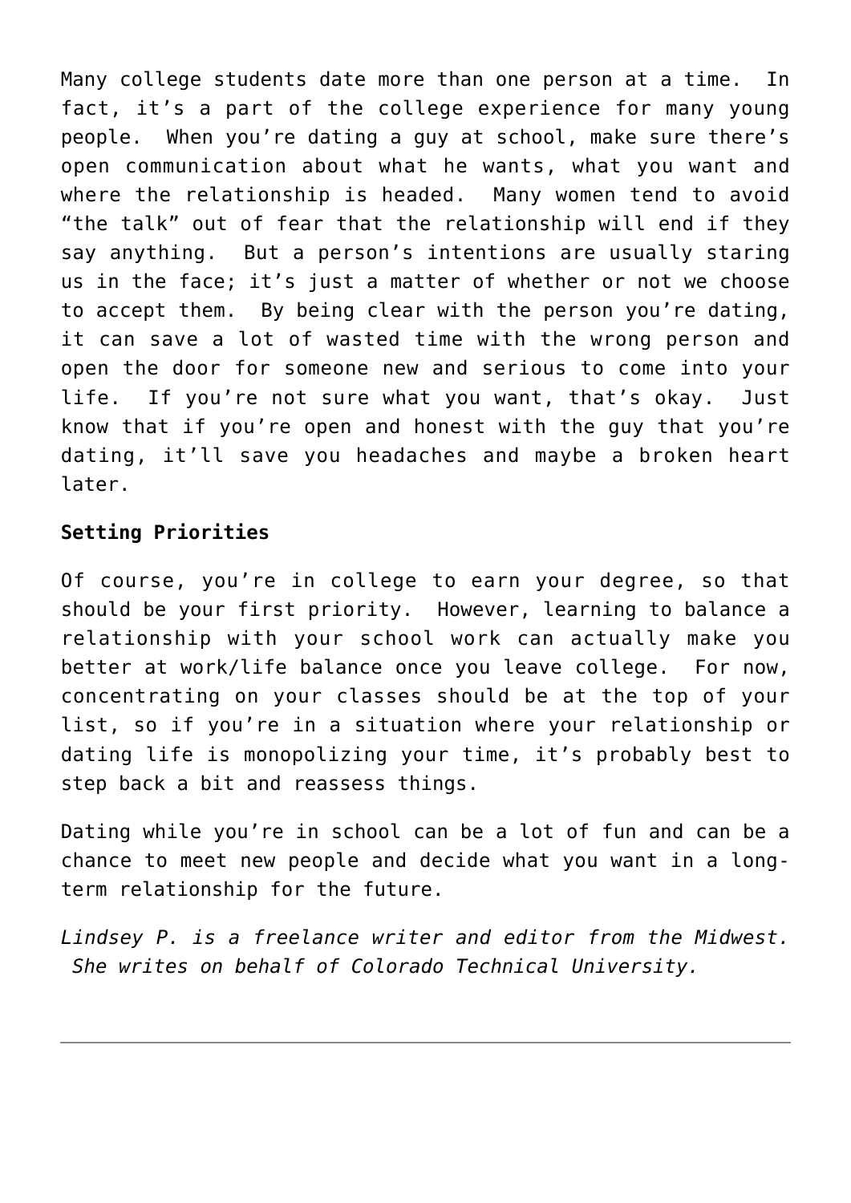Many college students date more than one person at a time. In fact, it's a part of the college experience for many young people. When you're dating a guy at school, make sure there's open communication about what he wants, what you want and where the relationship is headed. Many women tend to avoid "the talk" out of fear that the relationship will end if they say anything. But a person's intentions are usually staring us in the face; it's just a matter of whether or not we choose to accept them. By being clear with the person you're dating, it can save a lot of wasted time with the wrong person and open the door for someone new and serious to come into your life. If you're not sure what you want, that's okay. Just know that if you're open and honest with the guy that you're dating, it'll save you headaches and maybe a broken heart later.

**Setting Priorities**

Of course, you're in college to earn your degree, so that should be your first priority. However, learning to balance a relationship with your school work can actually make you better at work/life balance once you leave college. For now, concentrating on your classes should be at the top of your list, so if you're in a situation where your relationship or dating life is monopolizing your time, it's probably best to step back a bit and reassess things.

Dating while you're in school can be a lot of fun and can be a chance to meet new people and decide what you want in a long-term relationship for the future.

*Lindsey P. is a freelance writer and editor from the Midwest. She writes on behalf of Colorado Technical University.*

---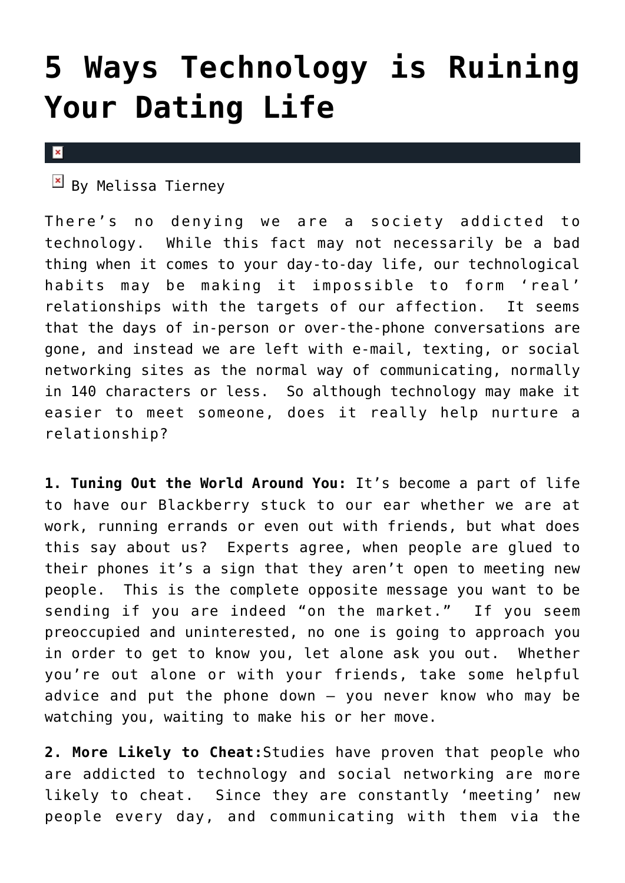# 5 Ways Technology is Ruining Your Dating Life

By Melissa Tierney

There's no denying we are a society addicted to technology. While this fact may not necessarily be a bad thing when it comes to your day-to-day life, our technological habits may be making it impossible to form 'real' relationships with the targets of our affection. It seems that the days of in-person or over-the-phone conversations are gone, and instead we are left with e-mail, texting, or social networking sites as the normal way of communicating, normally in 140 characters or less. So although technology may make it easier to meet someone, does it really help nurture a relationship?

**1. Tuning Out the World Around You:** It's become a part of life to have our Blackberry stuck to our ear whether we are at work, running errands or even out with friends, but what does this say about us? Experts agree, when people are glued to their phones it's a sign that they aren't open to meeting new people. This is the complete opposite message you want to be sending if you are indeed "on the market." If you seem preoccupied and uninterested, no one is going to approach you in order to get to know you, let alone ask you out. Whether you're out alone or with your friends, take some helpful advice and put the phone down – you never know who may be watching you, waiting to make his or her move.

**2. More Likely to Cheat:** Studies have proven that people who are addicted to technology and social networking are more likely to cheat. Since they are constantly 'meeting' new people every day, and communicating with them via the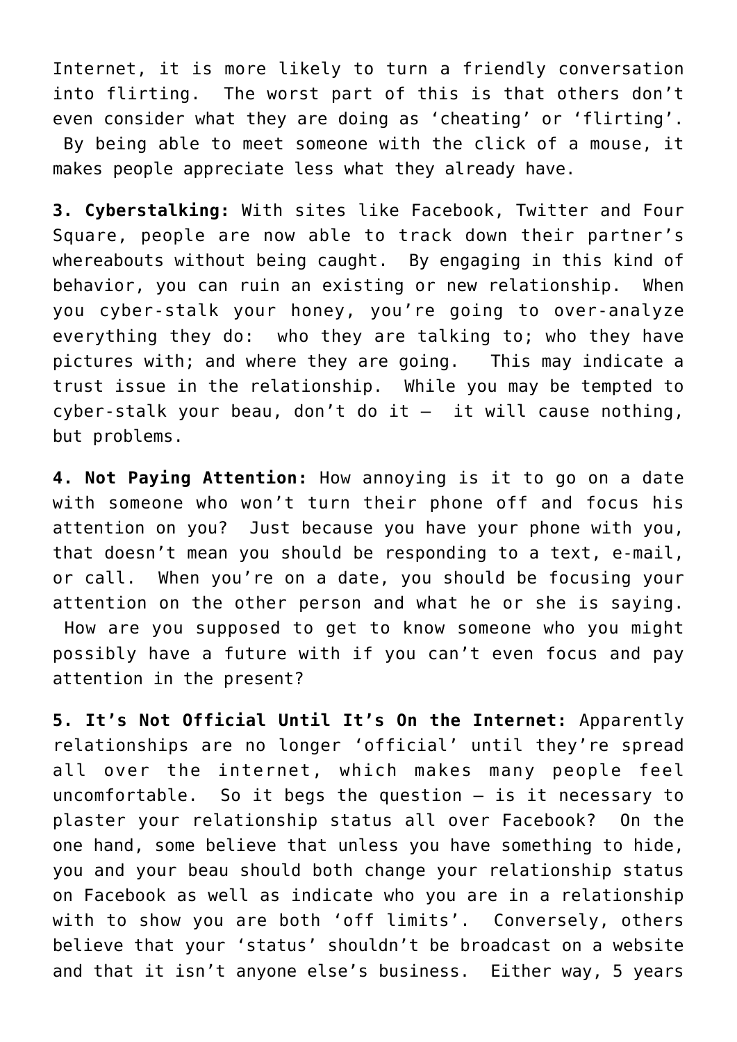Internet, it is more likely to turn a friendly conversation into flirting. The worst part of this is that others don't even consider what they are doing as 'cheating' or 'flirting'. By being able to meet someone with the click of a mouse, it makes people appreciate less what they already have.

**3. Cyberstalking:** With sites like Facebook, Twitter and Four Square, people are now able to track down their partner's whereabouts without being caught. By engaging in this kind of behavior, you can ruin an existing or new relationship. When you cyber-stalk your honey, you're going to over-analyze everything they do: who they are talking to; who they have pictures with; and where they are going. This may indicate a trust issue in the relationship. While you may be tempted to cyber-stalk your beau, don't do it – it will cause nothing, but problems.

**4. Not Paying Attention:** How annoying is it to go on a date with someone who won't turn their phone off and focus his attention on you? Just because you have your phone with you, that doesn't mean you should be responding to a text, e-mail, or call. When you're on a date, you should be focusing your attention on the other person and what he or she is saying. How are you supposed to get to know someone who you might possibly have a future with if you can't even focus and pay attention in the present?

**5. It's Not Official Until It's On the Internet:** Apparently relationships are no longer 'official' until they're spread all over the internet, which makes many people feel uncomfortable. So it begs the question – is it necessary to plaster your relationship status all over Facebook? On the one hand, some believe that unless you have something to hide, you and your beau should both change your relationship status on Facebook as well as indicate who you are in a relationship with to show you are both 'off limits'. Conversely, others believe that your 'status' shouldn't be broadcast on a website and that it isn't anyone else's business. Either way, 5 years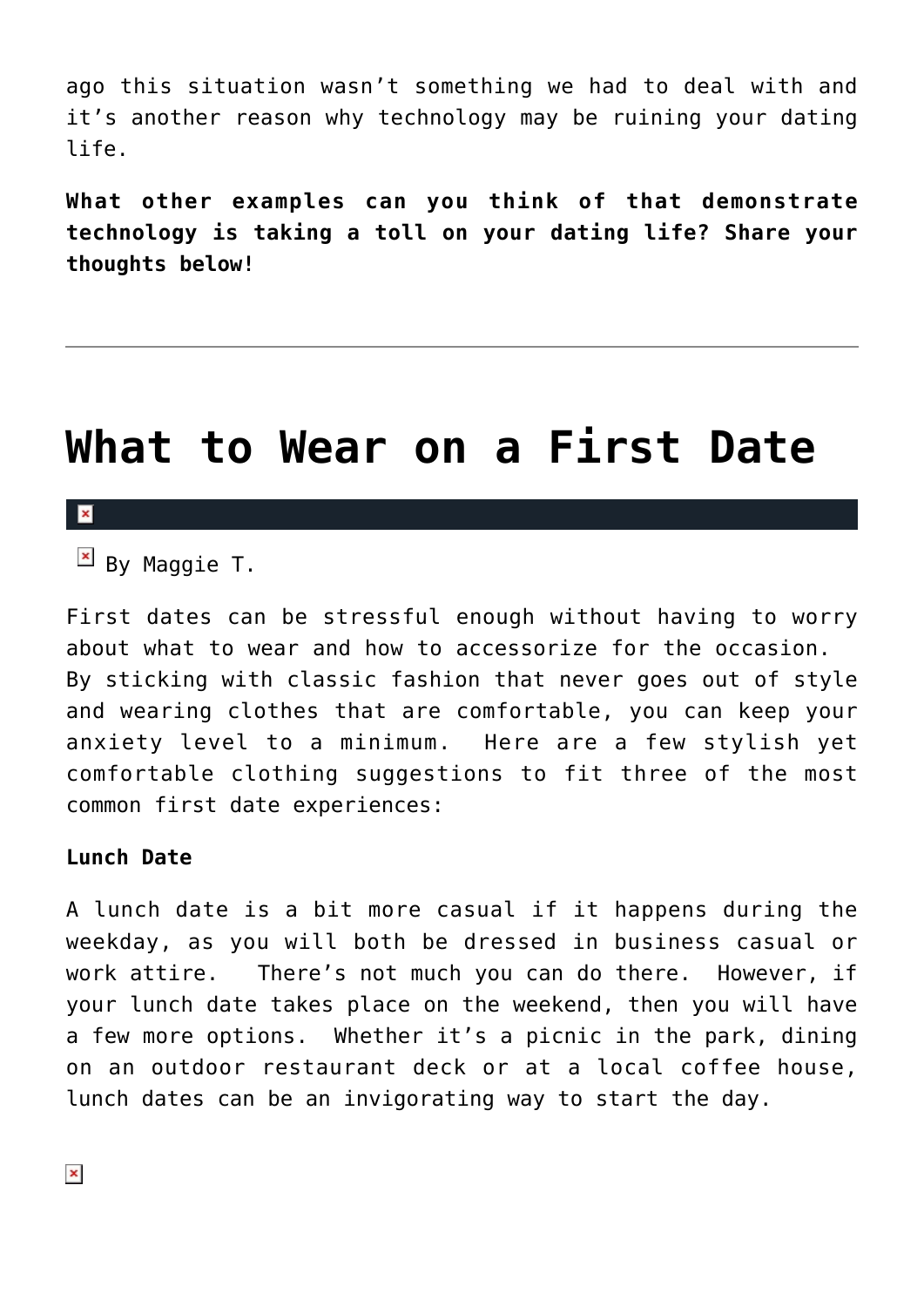ago this situation wasn't something we had to deal with and it's another reason why technology may be ruining your dating life.

**What other examples can you think of that demonstrate technology is taking a toll on your dating life? Share your thoughts below!**

---

# What to Wear on a First Date

By Maggie T.

First dates can be stressful enough without having to worry about what to wear and how to accessorize for the occasion. By sticking with classic fashion that never goes out of style and wearing clothes that are comfortable, you can keep your anxiety level to a minimum. Here are a few stylish yet comfortable clothing suggestions to fit three of the most common first date experiences:

**Lunch Date**

A lunch date is a bit more casual if it happens during the weekday, as you will both be dressed in business casual or work attire. There's not much you can do there. However, if your lunch date takes place on the weekend, then you will have a few more options. Whether it's a picnic in the park, dining on an outdoor restaurant deck or at a local coffee house, lunch dates can be an invigorating way to start the day.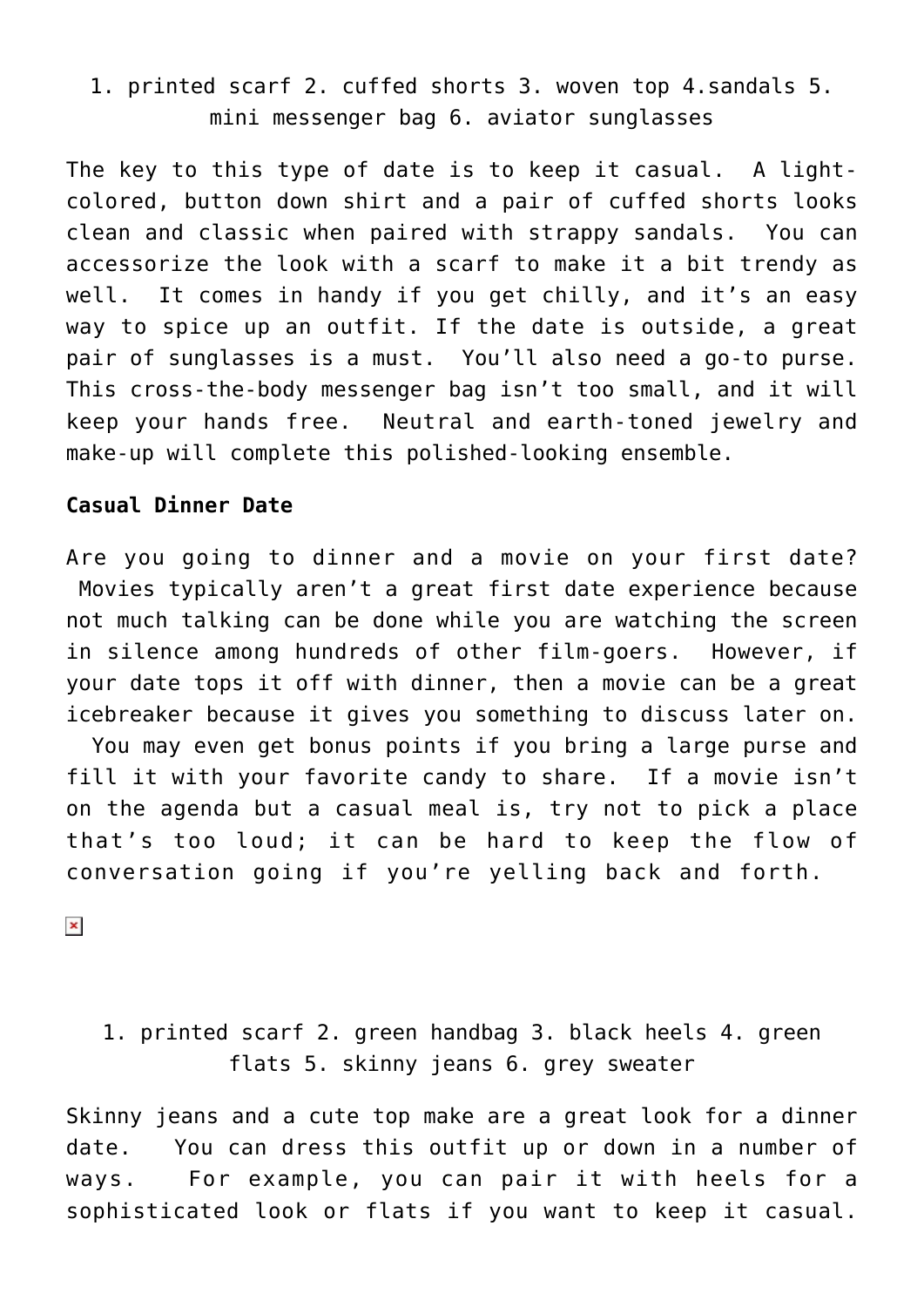1. printed scarf 2. cuffed shorts 3. woven top 4.sandals 5. mini messenger bag 6. aviator sunglasses

The key to this type of date is to keep it casual. A light-colored, button down shirt and a pair of cuffed shorts looks clean and classic when paired with strappy sandals. You can accessorize the look with a scarf to make it a bit trendy as well. It comes in handy if you get chilly, and it's an easy way to spice up an outfit. If the date is outside, a great pair of sunglasses is a must. You'll also need a go-to purse. This cross-the-body messenger bag isn't too small, and it will keep your hands free. Neutral and earth-toned jewelry and make-up will complete this polished-looking ensemble.

**Casual Dinner Date**

Are you going to dinner and a movie on your first date? Movies typically aren't a great first date experience because not much talking can be done while you are watching the screen in silence among hundreds of other film-goers. However, if your date tops it off with dinner, then a movie can be a great icebreaker because it gives you something to discuss later on. You may even get bonus points if you bring a large purse and fill it with your favorite candy to share. If a movie isn't on the agenda but a casual meal is, try not to pick a place that's too loud; it can be hard to keep the flow of conversation going if you're yelling back and forth.

1. printed scarf 2. green handbag 3. black heels 4. green flats 5. skinny jeans 6. grey sweater

Skinny jeans and a cute top make are a great look for a dinner date. You can dress this outfit up or down in a number of ways. For example, you can pair it with heels for a sophisticated look or flats if you want to keep it casual.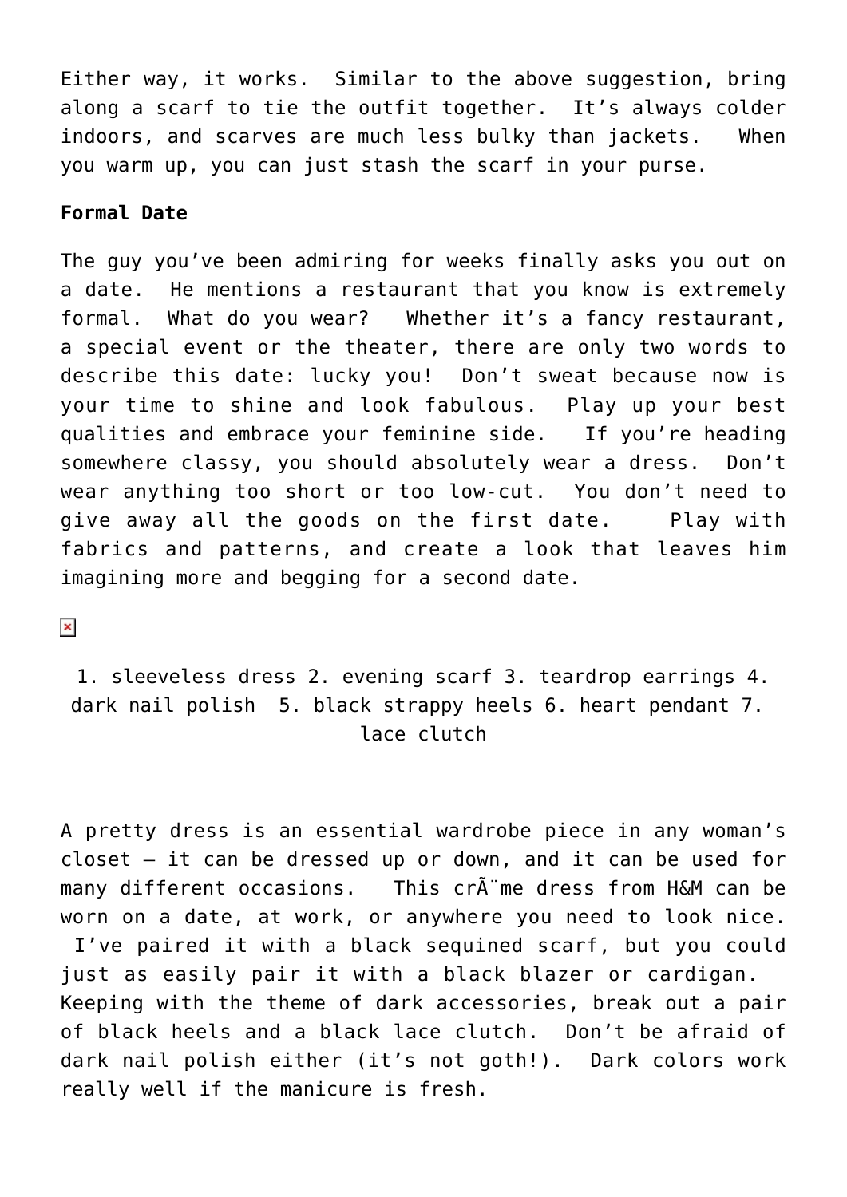Either way, it works.  Similar to the above suggestion, bring along a scarf to tie the outfit together.  It's always colder indoors, and scarves are much less bulky than jackets.   When you warm up, you can just stash the scarf in your purse.

**Formal Date**

The guy you've been admiring for weeks finally asks you out on a date.  He mentions a restaurant that you know is extremely formal.  What do you wear?   Whether it's a fancy restaurant, a special event or the theater, there are only two words to describe this date: lucky you!  Don't sweat because now is your time to shine and look fabulous.  Play up your best qualities and embrace your feminine side.   If you're heading somewhere classy, you should absolutely wear a dress.  Don't wear anything too short or too low-cut.  You don't need to give away all the goods on the first date.    Play with fabrics and patterns, and create a look that leaves him imagining more and begging for a second date.

1. sleeveless dress 2. evening scarf 3. teardrop earrings 4. dark nail polish  5. black strappy heels 6. heart pendant 7. lace clutch

A pretty dress is an essential wardrobe piece in any woman's closet – it can be dressed up or down, and it can be used for many different occasions.   This crÃ¨me dress from H&M can be worn on a date, at work, or anywhere you need to look nice.  I've paired it with a black sequined scarf, but you could just as easily pair it with a black blazer or cardigan.   Keeping with the theme of dark accessories, break out a pair of black heels and a black lace clutch.  Don't be afraid of dark nail polish either (it's not goth!).  Dark colors work really well if the manicure is fresh.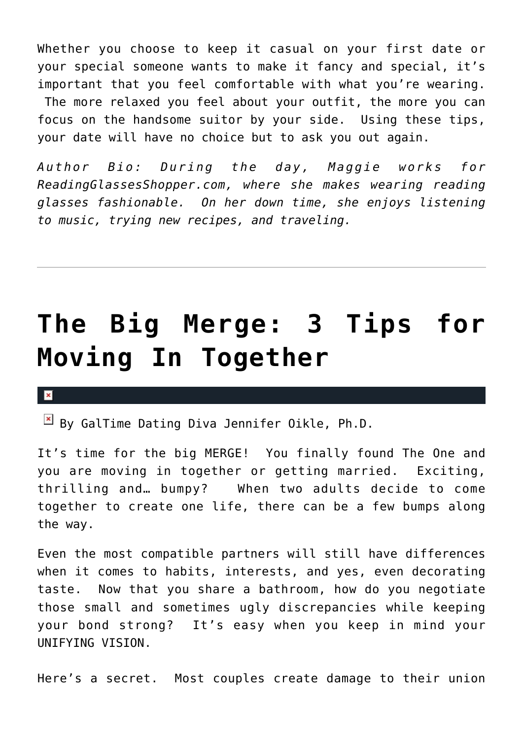Whether you choose to keep it casual on your first date or your special someone wants to make it fancy and special, it's important that you feel comfortable with what you're wearing. The more relaxed you feel about your outfit, the more you can focus on the handsome suitor by your side. Using these tips, your date will have no choice but to ask you out again.

*Author Bio: During the day, Maggie works for ReadingGlassesShopper.com, where she makes wearing reading glasses fashionable. On her down time, she enjoys listening to music, trying new recipes, and traveling.*

---

# The Big Merge: 3 Tips for Moving In Together

By GalTime Dating Diva Jennifer Oikle, Ph.D.

It's time for the big MERGE! You finally found The One and you are moving in together or getting married. Exciting, thrilling and… bumpy? When two adults decide to come together to create one life, there can be a few bumps along the way.

Even the most compatible partners will still have differences when it comes to habits, interests, and yes, even decorating taste. Now that you share a bathroom, how do you negotiate those small and sometimes ugly discrepancies while keeping your bond strong? It's easy when you keep in mind your UNIFYING VISION.

Here's a secret. Most couples create damage to their union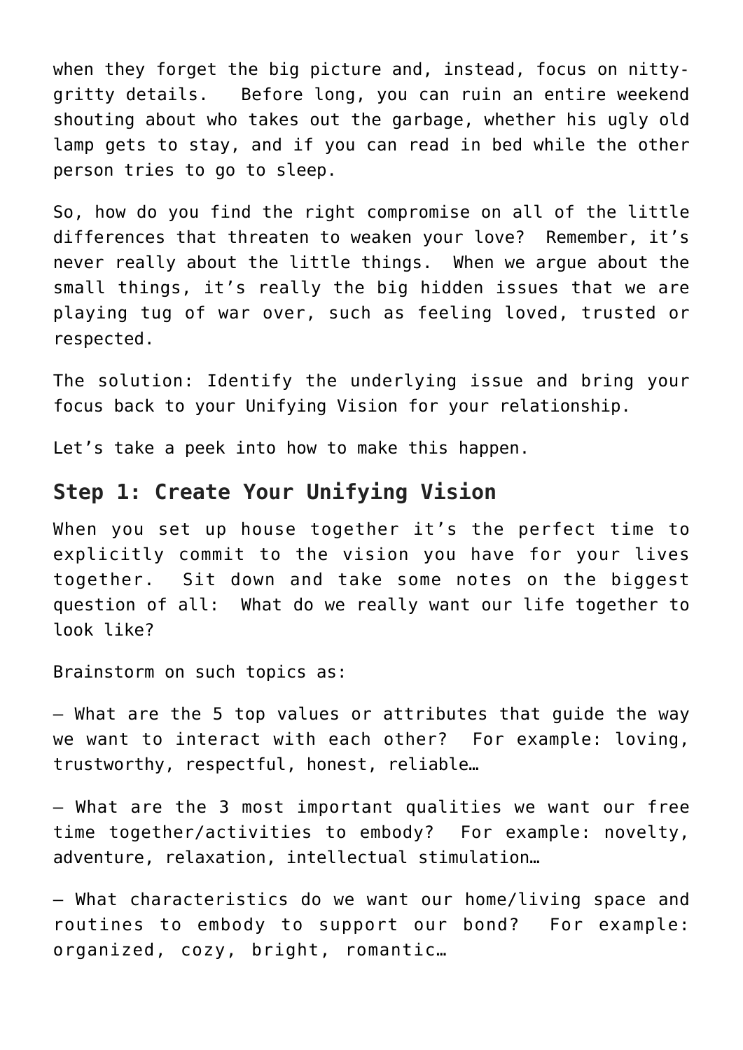when they forget the big picture and, instead, focus on nitty-gritty details. Before long, you can ruin an entire weekend shouting about who takes out the garbage, whether his ugly old lamp gets to stay, and if you can read in bed while the other person tries to go to sleep.

So, how do you find the right compromise on all of the little differences that threaten to weaken your love? Remember, it's never really about the little things. When we argue about the small things, it's really the big hidden issues that we are playing tug of war over, such as feeling loved, trusted or respected.

The solution: Identify the underlying issue and bring your focus back to your Unifying Vision for your relationship.

Let's take a peek into how to make this happen.

## Step 1: Create Your Unifying Vision

When you set up house together it's the perfect time to explicitly commit to the vision you have for your lives together. Sit down and take some notes on the biggest question of all: What do we really want our life together to look like?

Brainstorm on such topics as:

– What are the 5 top values or attributes that guide the way we want to interact with each other? For example: loving, trustworthy, respectful, honest, reliable…

– What are the 3 most important qualities we want our free time together/activities to embody? For example: novelty, adventure, relaxation, intellectual stimulation…

– What characteristics do we want our home/living space and routines to embody to support our bond? For example: organized, cozy, bright, romantic…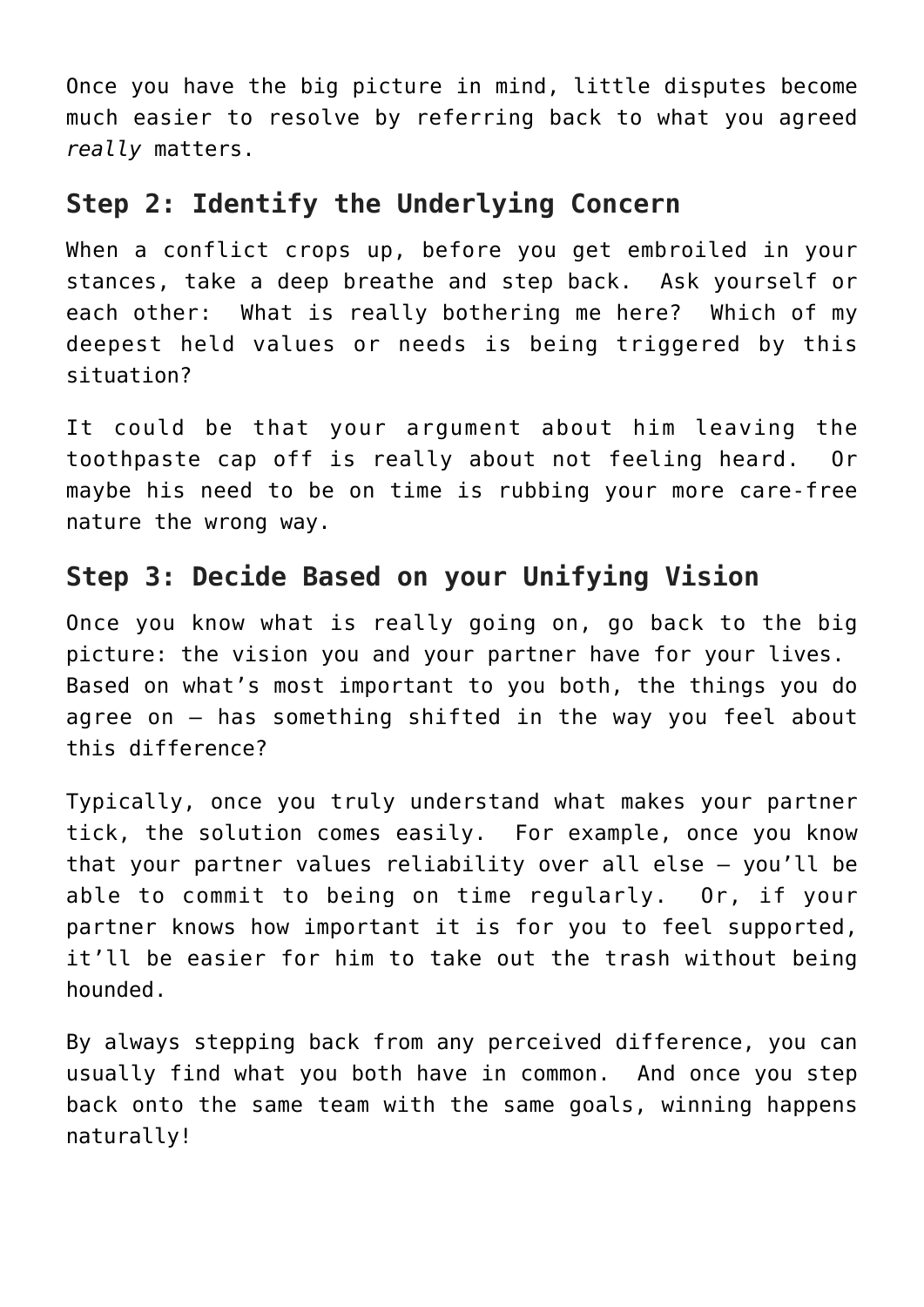Once you have the big picture in mind, little disputes become much easier to resolve by referring back to what you agreed *really* matters.

## Step 2: Identify the Underlying Concern

When a conflict crops up, before you get embroiled in your stances, take a deep breathe and step back. Ask yourself or each other: What is really bothering me here? Which of my deepest held values or needs is being triggered by this situation?

It could be that your argument about him leaving the toothpaste cap off is really about not feeling heard. Or maybe his need to be on time is rubbing your more care-free nature the wrong way.

## Step 3: Decide Based on your Unifying Vision

Once you know what is really going on, go back to the big picture: the vision you and your partner have for your lives. Based on what's most important to you both, the things you do agree on – has something shifted in the way you feel about this difference?

Typically, once you truly understand what makes your partner tick, the solution comes easily. For example, once you know that your partner values reliability over all else – you'll be able to commit to being on time regularly. Or, if your partner knows how important it is for you to feel supported, it'll be easier for him to take out the trash without being hounded.

By always stepping back from any perceived difference, you can usually find what you both have in common. And once you step back onto the same team with the same goals, winning happens naturally!